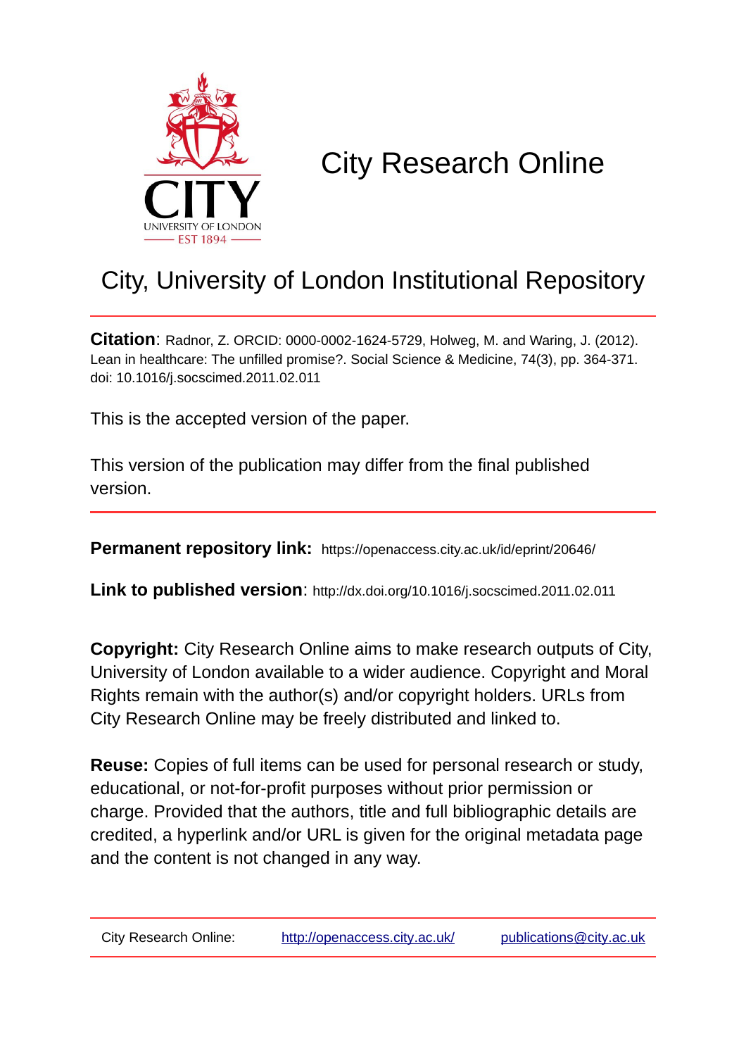# City Research Online

## City, University of London Institutional Repository

**Citation**: Radnor, Z. ORCID: 0000-0002-1624-5729, Holweg, M. and Waring, J. (2012). Lean in healthcare: The unfilled promise?. Social Science & Medicine, 74(3), pp. 364-371. doi: 10.1016/j.socscimed.2011.02.011

This is the accepted version of the paper.

This version of the publication may differ from the final published version.

**Permanent repository link:** https://openaccess.city.ac.uk/id/eprint/20646/

**Link to published version**: http://dx.doi.org/10.1016/j.socscimed.2011.02.011

**Copyright:** City Research Online aims to make research outputs of City, University of London available to a wider audience. Copyright and Moral Rights remain with the author(s) and/or copyright holders. URLs from City Research Online may be freely distributed and linked to.

**Reuse:** Copies of full items can be used for personal research or study, educational, or not-for-profit purposes without prior permission or charge. Provided that the authors, title and full bibliographic details are credited, a hyperlink and/or URL is given for the original metadata page and the content is not changed in any way.

City Research Online: http://openaccess.city.ac.uk/ publications@city.ac.uk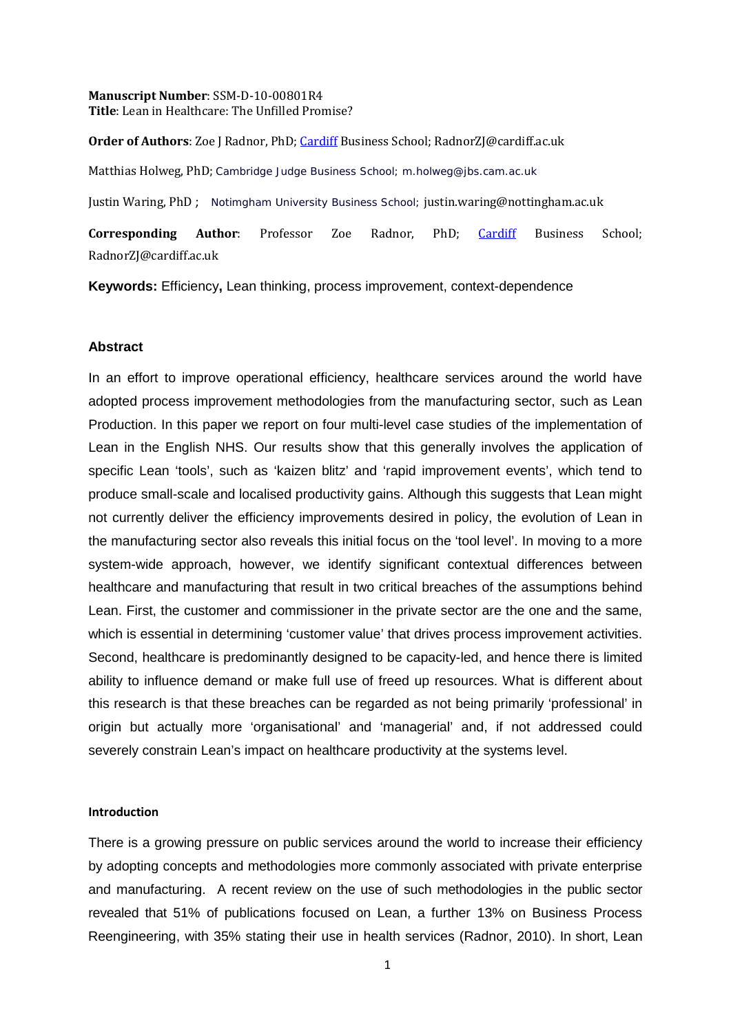**Manuscript Number**: SSM-D-10-00801R4
**Title**: Lean in Healthcare: The Unfilled Promise?

**Order of Authors**: Zoe J Radnor, PhD; Cardiff Business School; RadnorZJ@cardiff.ac.uk

Matthias Holweg, PhD; Cambridge Judge Business School; m.holweg@jbs.cam.ac.uk

Justin Waring, PhD ; Notimgham University Business School; justin.waring@nottingham.ac.uk

**Corresponding Author**: Professor Zoe Radnor, PhD; Cardiff Business School; RadnorZJ@cardiff.ac.uk

**Keywords:** Efficiency**,** Lean thinking, process improvement, context-dependence

## Abstract

In an effort to improve operational efficiency, healthcare services around the world have adopted process improvement methodologies from the manufacturing sector, such as Lean Production. In this paper we report on four multi-level case studies of the implementation of Lean in the English NHS. Our results show that this generally involves the application of specific Lean 'tools', such as 'kaizen blitz' and 'rapid improvement events', which tend to produce small-scale and localised productivity gains. Although this suggests that Lean might not currently deliver the efficiency improvements desired in policy, the evolution of Lean in the manufacturing sector also reveals this initial focus on the 'tool level'. In moving to a more system-wide approach, however, we identify significant contextual differences between healthcare and manufacturing that result in two critical breaches of the assumptions behind Lean. First, the customer and commissioner in the private sector are the one and the same, which is essential in determining 'customer value' that drives process improvement activities. Second, healthcare is predominantly designed to be capacity-led, and hence there is limited ability to influence demand or make full use of freed up resources. What is different about this research is that these breaches can be regarded as not being primarily 'professional' in origin but actually more 'organisational' and 'managerial' and, if not addressed could severely constrain Lean's impact on healthcare productivity at the systems level.

### Introduction

There is a growing pressure on public services around the world to increase their efficiency by adopting concepts and methodologies more commonly associated with private enterprise and manufacturing. A recent review on the use of such methodologies in the public sector revealed that 51% of publications focused on Lean, a further 13% on Business Process Reengineering, with 35% stating their use in health services (Radnor, 2010). In short, Lean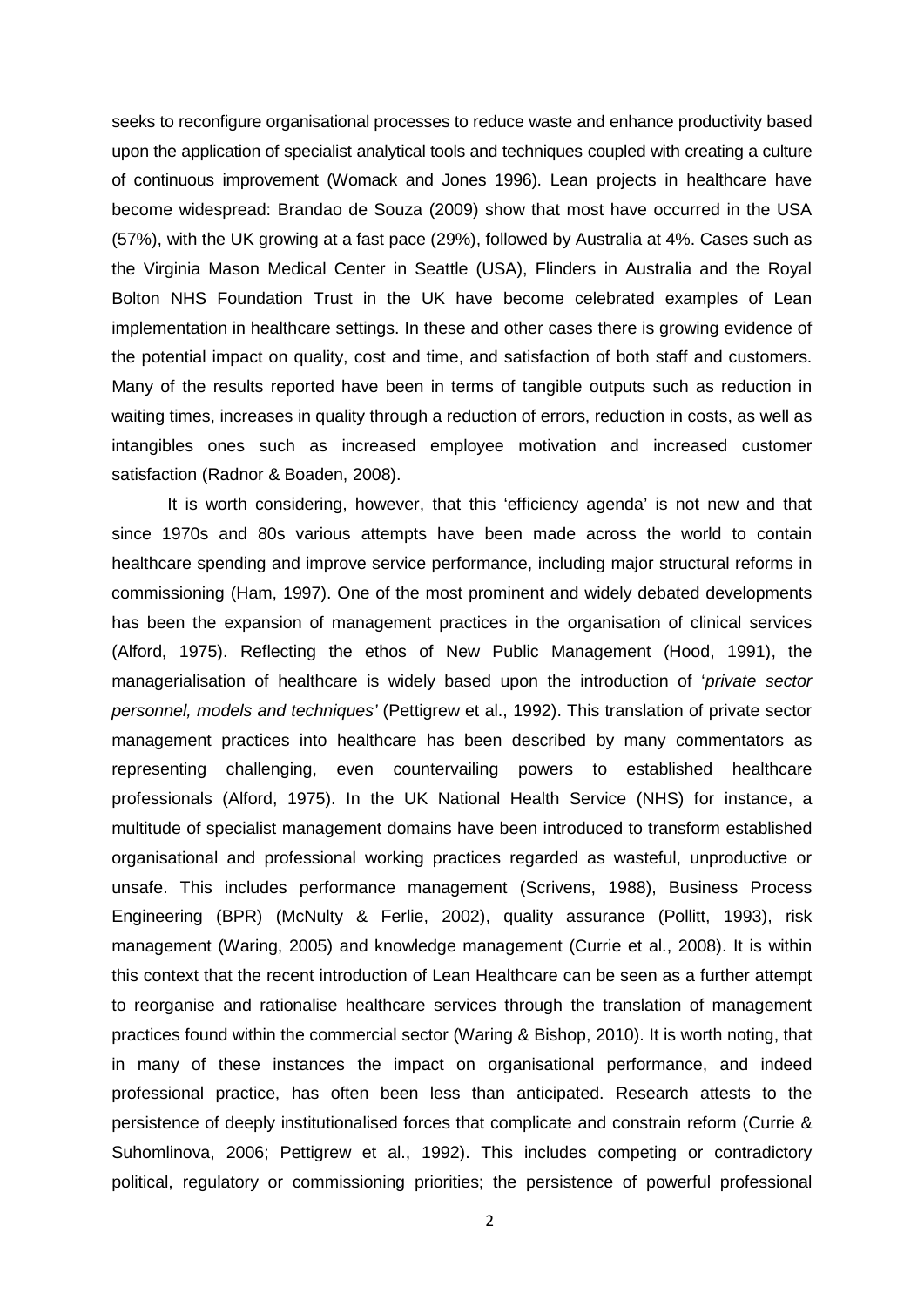seeks to reconfigure organisational processes to reduce waste and enhance productivity based upon the application of specialist analytical tools and techniques coupled with creating a culture of continuous improvement (Womack and Jones 1996). Lean projects in healthcare have become widespread: Brandao de Souza (2009) show that most have occurred in the USA (57%), with the UK growing at a fast pace (29%), followed by Australia at 4%. Cases such as the Virginia Mason Medical Center in Seattle (USA), Flinders in Australia and the Royal Bolton NHS Foundation Trust in the UK have become celebrated examples of Lean implementation in healthcare settings. In these and other cases there is growing evidence of the potential impact on quality, cost and time, and satisfaction of both staff and customers. Many of the results reported have been in terms of tangible outputs such as reduction in waiting times, increases in quality through a reduction of errors, reduction in costs, as well as intangibles ones such as increased employee motivation and increased customer satisfaction (Radnor & Boaden, 2008).

It is worth considering, however, that this 'efficiency agenda' is not new and that since 1970s and 80s various attempts have been made across the world to contain healthcare spending and improve service performance, including major structural reforms in commissioning (Ham, 1997). One of the most prominent and widely debated developments has been the expansion of management practices in the organisation of clinical services (Alford, 1975). Reflecting the ethos of New Public Management (Hood, 1991), the managerialisation of healthcare is widely based upon the introduction of '*private sector personnel, models and techniques'* (Pettigrew et al., 1992). This translation of private sector management practices into healthcare has been described by many commentators as representing challenging, even countervailing powers to established healthcare professionals (Alford, 1975). In the UK National Health Service (NHS) for instance, a multitude of specialist management domains have been introduced to transform established organisational and professional working practices regarded as wasteful, unproductive or unsafe. This includes performance management (Scrivens, 1988), Business Process Engineering (BPR) (McNulty & Ferlie, 2002), quality assurance (Pollitt, 1993), risk management (Waring, 2005) and knowledge management (Currie et al., 2008). It is within this context that the recent introduction of Lean Healthcare can be seen as a further attempt to reorganise and rationalise healthcare services through the translation of management practices found within the commercial sector (Waring & Bishop, 2010). It is worth noting, that in many of these instances the impact on organisational performance, and indeed professional practice, has often been less than anticipated. Research attests to the persistence of deeply institutionalised forces that complicate and constrain reform (Currie & Suhomlinova, 2006; Pettigrew et al., 1992). This includes competing or contradictory political, regulatory or commissioning priorities; the persistence of powerful professional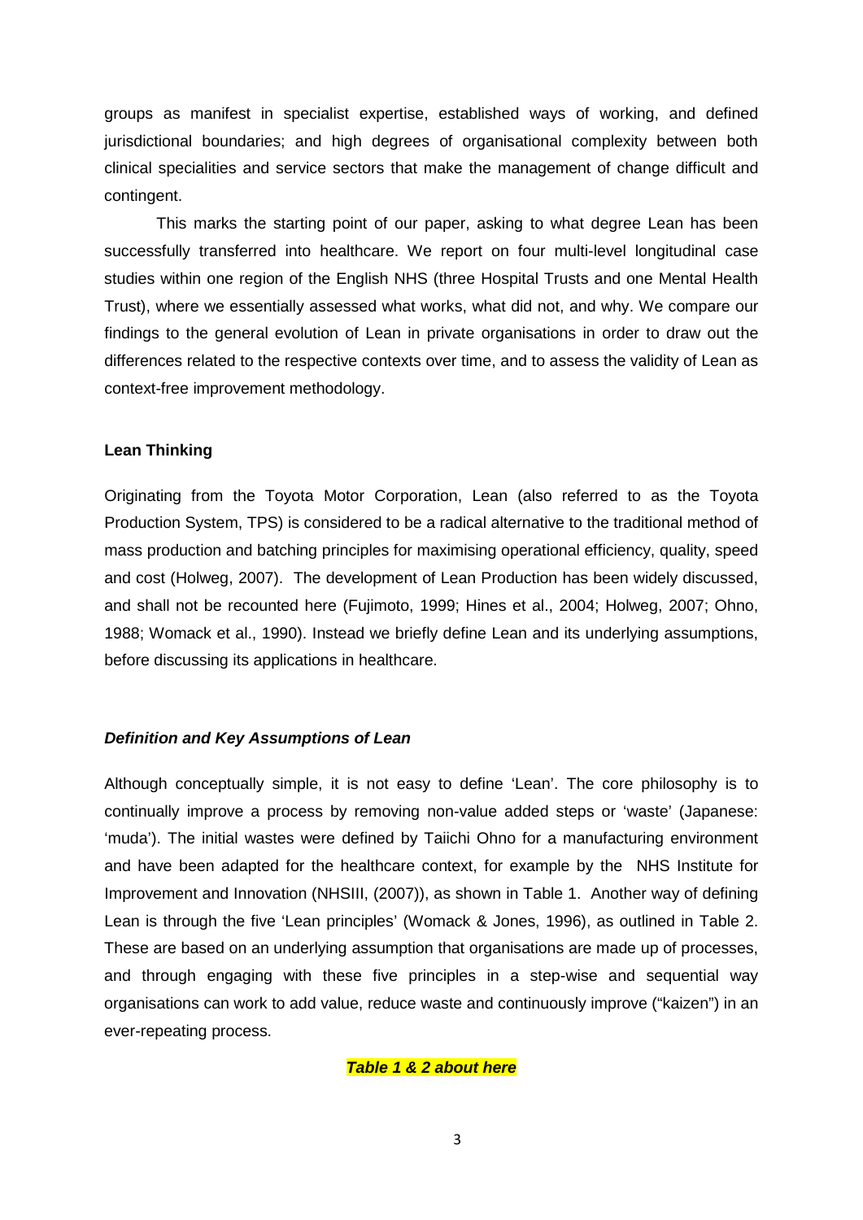groups as manifest in specialist expertise, established ways of working, and defined jurisdictional boundaries; and high degrees of organisational complexity between both clinical specialities and service sectors that make the management of change difficult and contingent.

This marks the starting point of our paper, asking to what degree Lean has been successfully transferred into healthcare. We report on four multi-level longitudinal case studies within one region of the English NHS (three Hospital Trusts and one Mental Health Trust), where we essentially assessed what works, what did not, and why. We compare our findings to the general evolution of Lean in private organisations in order to draw out the differences related to the respective contexts over time, and to assess the validity of Lean as context-free improvement methodology.

## Lean Thinking

Originating from the Toyota Motor Corporation, Lean (also referred to as the Toyota Production System, TPS) is considered to be a radical alternative to the traditional method of mass production and batching principles for maximising operational efficiency, quality, speed and cost (Holweg, 2007). The development of Lean Production has been widely discussed, and shall not be recounted here (Fujimoto, 1999; Hines et al., 2004; Holweg, 2007; Ohno, 1988; Womack et al., 1990). Instead we briefly define Lean and its underlying assumptions, before discussing its applications in healthcare.

### *Definition and Key Assumptions of Lean*

Although conceptually simple, it is not easy to define 'Lean'. The core philosophy is to continually improve a process by removing non-value added steps or 'waste' (Japanese: 'muda'). The initial wastes were defined by Taiichi Ohno for a manufacturing environment and have been adapted for the healthcare context, for example by the NHS Institute for Improvement and Innovation (NHSIII, (2007)), as shown in Table 1. Another way of defining Lean is through the five 'Lean principles' (Womack & Jones, 1996), as outlined in Table 2. These are based on an underlying assumption that organisations are made up of processes, and through engaging with these five principles in a step-wise and sequential way organisations can work to add value, reduce waste and continuously improve ("kaizen") in an ever-repeating process.

***Table 1 & 2 about here***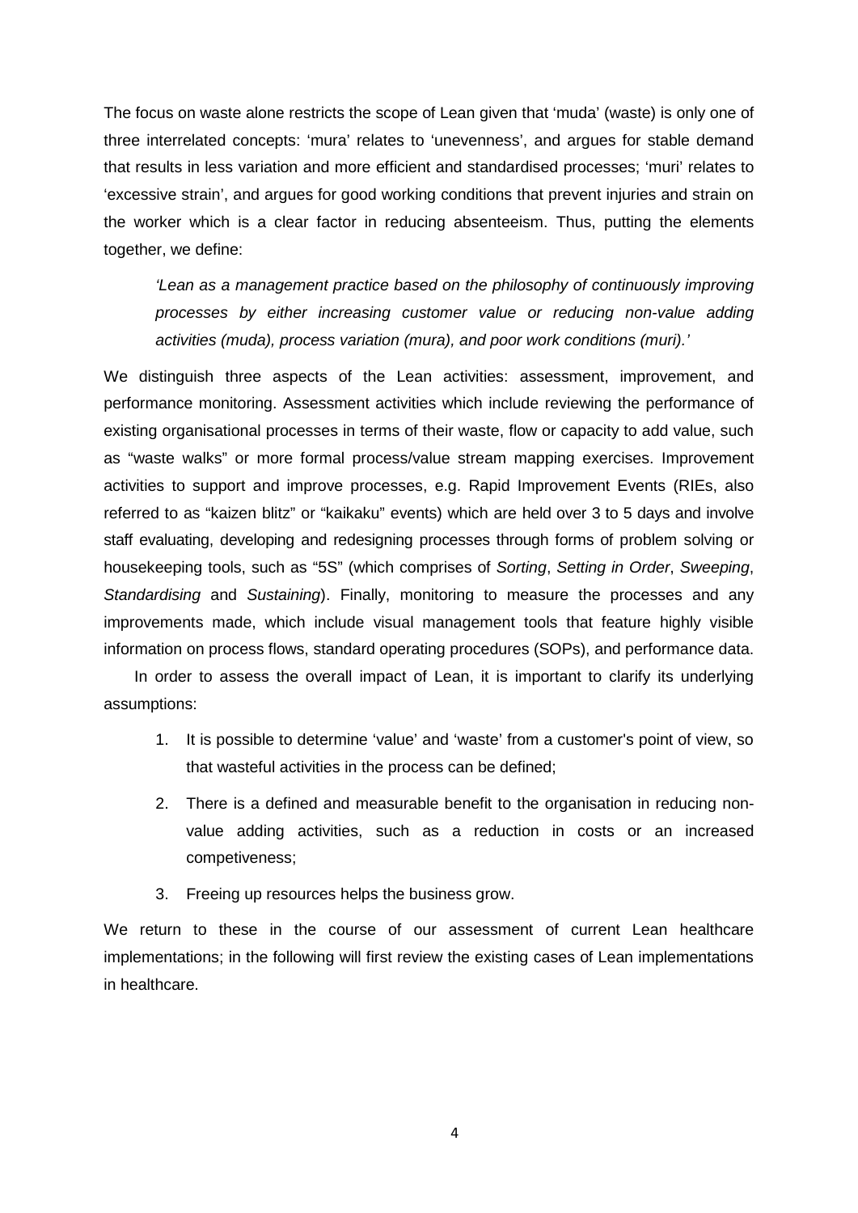The focus on waste alone restricts the scope of Lean given that 'muda' (waste) is only one of three interrelated concepts: 'mura' relates to 'unevenness', and argues for stable demand that results in less variation and more efficient and standardised processes; 'muri' relates to 'excessive strain', and argues for good working conditions that prevent injuries and strain on the worker which is a clear factor in reducing absenteeism. Thus, putting the elements together, we define:

> *'Lean as a management practice based on the philosophy of continuously improving processes by either increasing customer value or reducing non-value adding activities (muda), process variation (mura), and poor work conditions (muri).'*

We distinguish three aspects of the Lean activities: assessment, improvement, and performance monitoring. Assessment activities which include reviewing the performance of existing organisational processes in terms of their waste, flow or capacity to add value, such as "waste walks" or more formal process/value stream mapping exercises. Improvement activities to support and improve processes, e.g. Rapid Improvement Events (RIEs, also referred to as "kaizen blitz" or "kaikaku" events) which are held over 3 to 5 days and involve staff evaluating, developing and redesigning processes through forms of problem solving or housekeeping tools, such as "5S" (which comprises of *Sorting*, *Setting in Order*, *Sweeping*, *Standardising* and *Sustaining*). Finally, monitoring to measure the processes and any improvements made, which include visual management tools that feature highly visible information on process flows, standard operating procedures (SOPs), and performance data.

In order to assess the overall impact of Lean, it is important to clarify its underlying assumptions:

1. It is possible to determine 'value' and 'waste' from a customer's point of view, so that wasteful activities in the process can be defined;
2. There is a defined and measurable benefit to the organisation in reducing non-value adding activities, such as a reduction in costs or an increased competiveness;
3. Freeing up resources helps the business grow.

We return to these in the course of our assessment of current Lean healthcare implementations; in the following will first review the existing cases of Lean implementations in healthcare.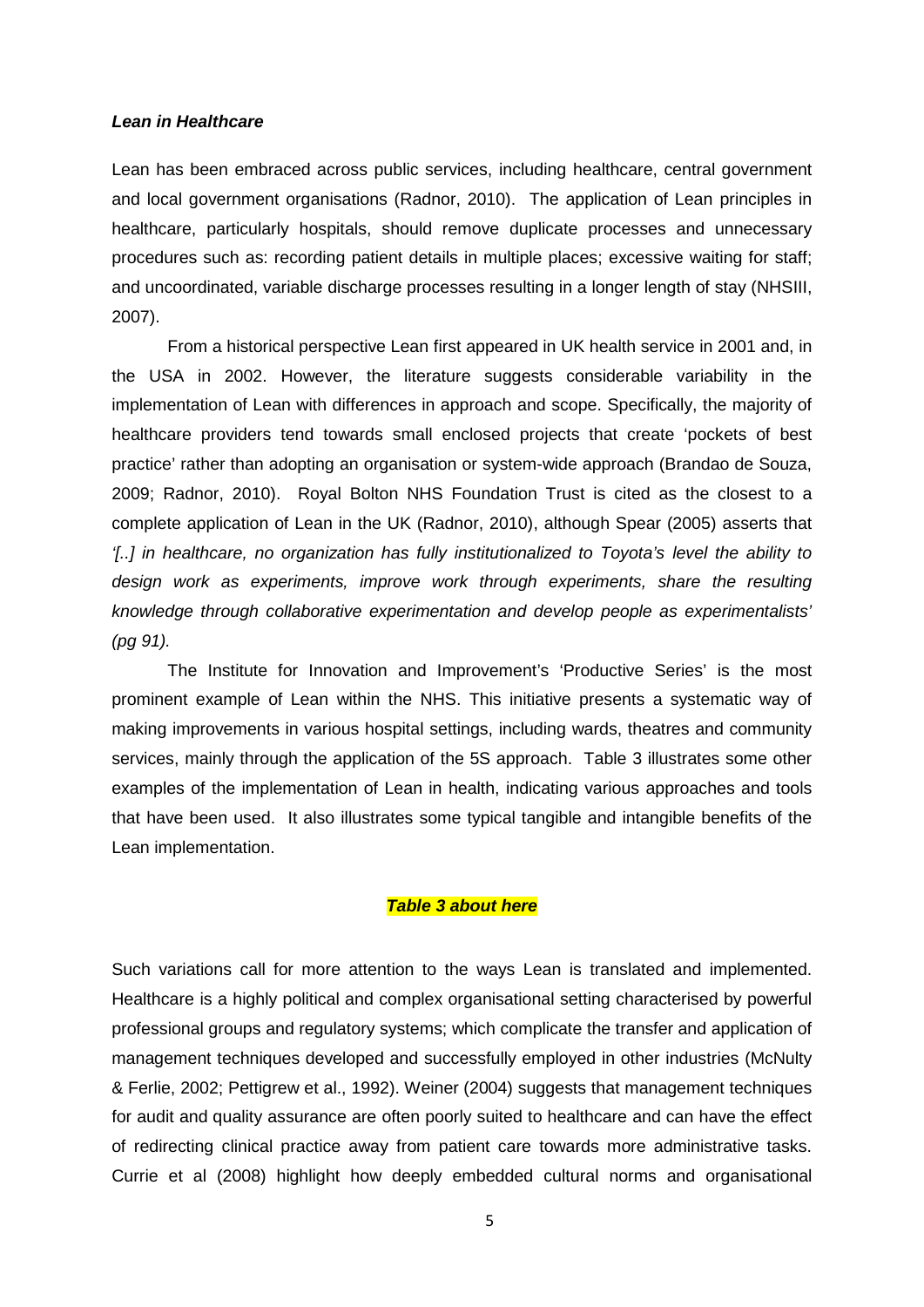### ***Lean in Healthcare***

Lean has been embraced across public services, including healthcare, central government and local government organisations (Radnor, 2010). The application of Lean principles in healthcare, particularly hospitals, should remove duplicate processes and unnecessary procedures such as: recording patient details in multiple places; excessive waiting for staff; and uncoordinated, variable discharge processes resulting in a longer length of stay (NHSIII, 2007).

From a historical perspective Lean first appeared in UK health service in 2001 and, in the USA in 2002. However, the literature suggests considerable variability in the implementation of Lean with differences in approach and scope. Specifically, the majority of healthcare providers tend towards small enclosed projects that create 'pockets of best practice' rather than adopting an organisation or system-wide approach (Brandao de Souza, 2009; Radnor, 2010). Royal Bolton NHS Foundation Trust is cited as the closest to a complete application of Lean in the UK (Radnor, 2010), although Spear (2005) asserts that *'[..] in healthcare, no organization has fully institutionalized to Toyota's level the ability to design work as experiments, improve work through experiments, share the resulting knowledge through collaborative experimentation and develop people as experimentalists' (pg 91).*

The Institute for Innovation and Improvement's 'Productive Series' is the most prominent example of Lean within the NHS. This initiative presents a systematic way of making improvements in various hospital settings, including wards, theatres and community services, mainly through the application of the 5S approach. Table 3 illustrates some other examples of the implementation of Lean in health, indicating various approaches and tools that have been used. It also illustrates some typical tangible and intangible benefits of the Lean implementation.

***Table 3 about here***

Such variations call for more attention to the ways Lean is translated and implemented. Healthcare is a highly political and complex organisational setting characterised by powerful professional groups and regulatory systems; which complicate the transfer and application of management techniques developed and successfully employed in other industries (McNulty & Ferlie, 2002; Pettigrew et al., 1992). Weiner (2004) suggests that management techniques for audit and quality assurance are often poorly suited to healthcare and can have the effect of redirecting clinical practice away from patient care towards more administrative tasks. Currie et al (2008) highlight how deeply embedded cultural norms and organisational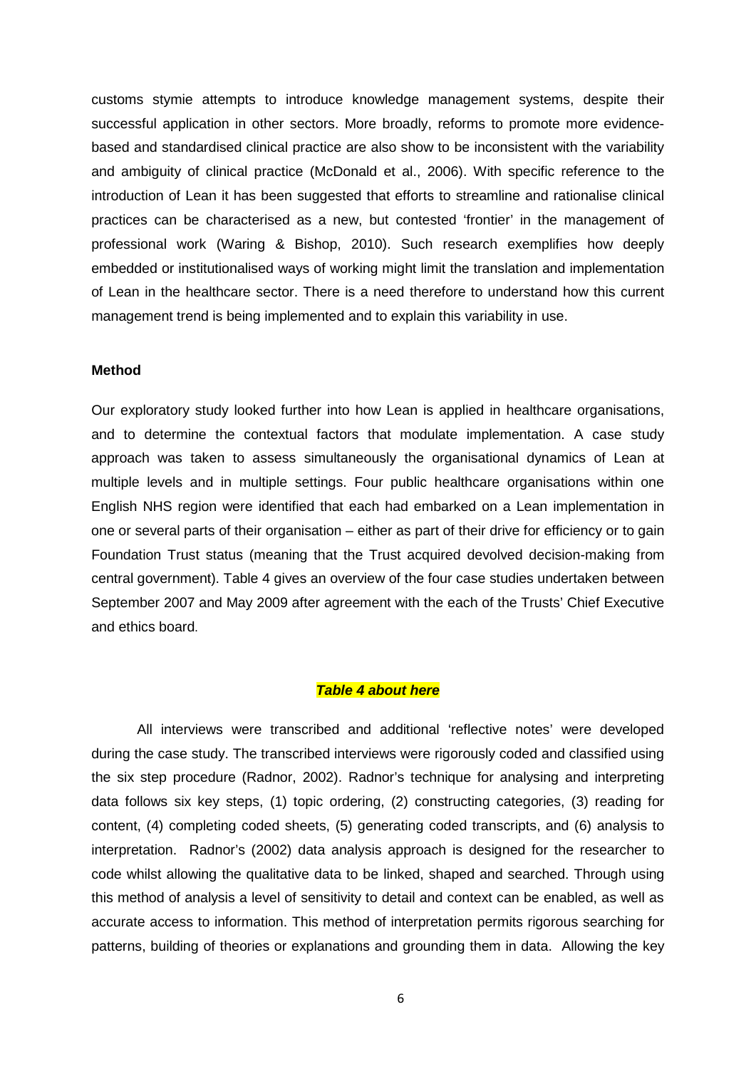customs stymie attempts to introduce knowledge management systems, despite their successful application in other sectors. More broadly, reforms to promote more evidence-based and standardised clinical practice are also show to be inconsistent with the variability and ambiguity of clinical practice (McDonald et al., 2006). With specific reference to the introduction of Lean it has been suggested that efforts to streamline and rationalise clinical practices can be characterised as a new, but contested 'frontier' in the management of professional work (Waring & Bishop, 2010). Such research exemplifies how deeply embedded or institutionalised ways of working might limit the translation and implementation of Lean in the healthcare sector. There is a need therefore to understand how this current management trend is being implemented and to explain this variability in use.

**Method**

Our exploratory study looked further into how Lean is applied in healthcare organisations, and to determine the contextual factors that modulate implementation. A case study approach was taken to assess simultaneously the organisational dynamics of Lean at multiple levels and in multiple settings. Four public healthcare organisations within one English NHS region were identified that each had embarked on a Lean implementation in one or several parts of their organisation – either as part of their drive for efficiency or to gain Foundation Trust status (meaning that the Trust acquired devolved decision-making from central government). Table 4 gives an overview of the four case studies undertaken between September 2007 and May 2009 after agreement with the each of the Trusts' Chief Executive and ethics board.

***Table 4 about here***

All interviews were transcribed and additional 'reflective notes' were developed during the case study. The transcribed interviews were rigorously coded and classified using the six step procedure (Radnor, 2002). Radnor's technique for analysing and interpreting data follows six key steps, (1) topic ordering, (2) constructing categories, (3) reading for content, (4) completing coded sheets, (5) generating coded transcripts, and (6) analysis to interpretation. Radnor's (2002) data analysis approach is designed for the researcher to code whilst allowing the qualitative data to be linked, shaped and searched. Through using this method of analysis a level of sensitivity to detail and context can be enabled, as well as accurate access to information. This method of interpretation permits rigorous searching for patterns, building of theories or explanations and grounding them in data. Allowing the key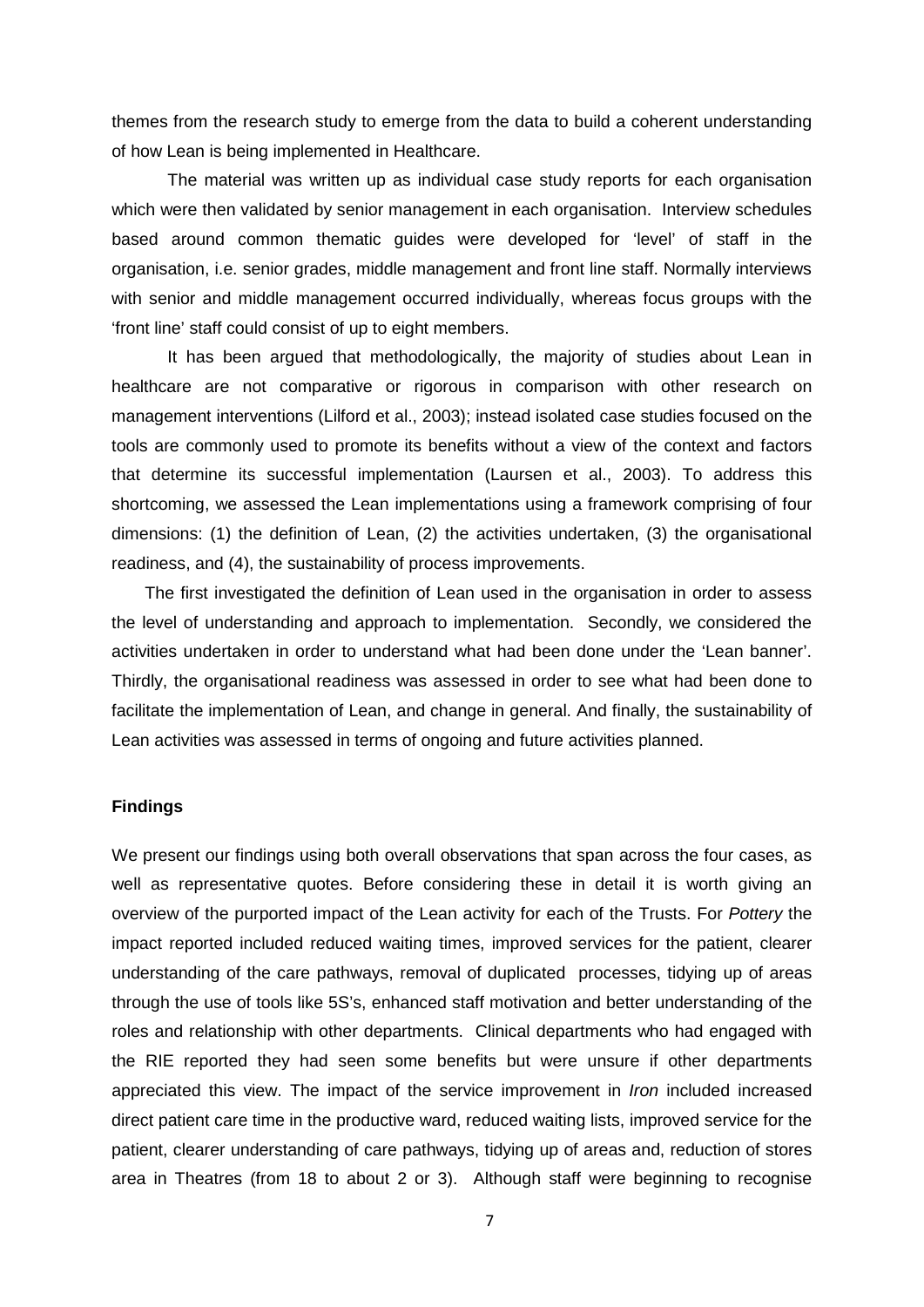themes from the research study to emerge from the data to build a coherent understanding of how Lean is being implemented in Healthcare.

The material was written up as individual case study reports for each organisation which were then validated by senior management in each organisation. Interview schedules based around common thematic guides were developed for 'level' of staff in the organisation, i.e. senior grades, middle management and front line staff. Normally interviews with senior and middle management occurred individually, whereas focus groups with the 'front line' staff could consist of up to eight members.

It has been argued that methodologically, the majority of studies about Lean in healthcare are not comparative or rigorous in comparison with other research on management interventions (Lilford et al., 2003); instead isolated case studies focused on the tools are commonly used to promote its benefits without a view of the context and factors that determine its successful implementation (Laursen et al., 2003). To address this shortcoming, we assessed the Lean implementations using a framework comprising of four dimensions: (1) the definition of Lean, (2) the activities undertaken, (3) the organisational readiness, and (4), the sustainability of process improvements.

The first investigated the definition of Lean used in the organisation in order to assess the level of understanding and approach to implementation. Secondly, we considered the activities undertaken in order to understand what had been done under the 'Lean banner'. Thirdly, the organisational readiness was assessed in order to see what had been done to facilitate the implementation of Lean, and change in general. And finally, the sustainability of Lean activities was assessed in terms of ongoing and future activities planned.

## Findings

We present our findings using both overall observations that span across the four cases, as well as representative quotes. Before considering these in detail it is worth giving an overview of the purported impact of the Lean activity for each of the Trusts. For *Pottery* the impact reported included reduced waiting times, improved services for the patient, clearer understanding of the care pathways, removal of duplicated processes, tidying up of areas through the use of tools like 5S's, enhanced staff motivation and better understanding of the roles and relationship with other departments. Clinical departments who had engaged with the RIE reported they had seen some benefits but were unsure if other departments appreciated this view. The impact of the service improvement in *Iron* included increased direct patient care time in the productive ward, reduced waiting lists, improved service for the patient, clearer understanding of care pathways, tidying up of areas and, reduction of stores area in Theatres (from 18 to about 2 or 3). Although staff were beginning to recognise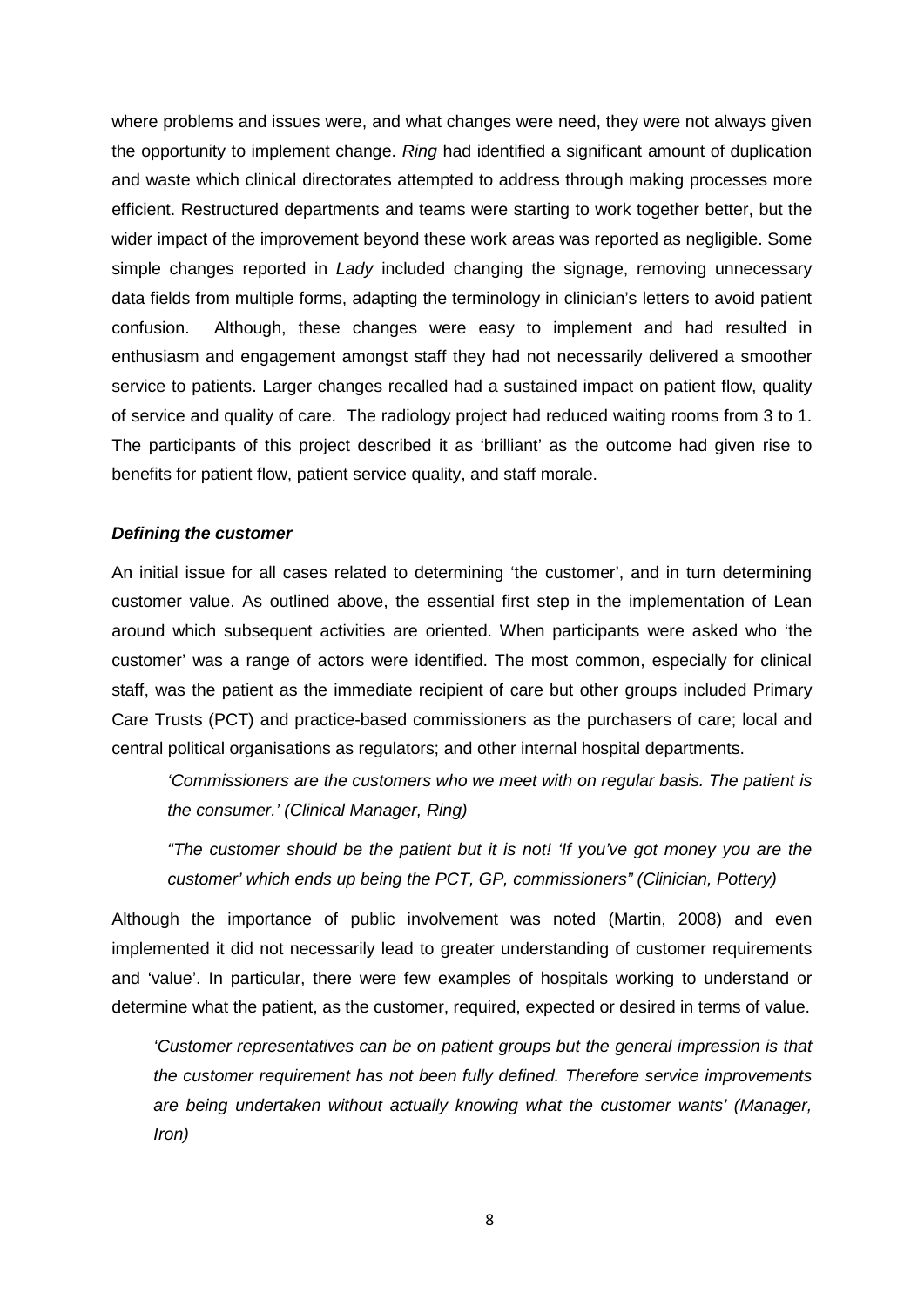where problems and issues were, and what changes were need, they were not always given the opportunity to implement change. *Ring* had identified a significant amount of duplication and waste which clinical directorates attempted to address through making processes more efficient. Restructured departments and teams were starting to work together better, but the wider impact of the improvement beyond these work areas was reported as negligible. Some simple changes reported in *Lady* included changing the signage, removing unnecessary data fields from multiple forms, adapting the terminology in clinician's letters to avoid patient confusion. Although, these changes were easy to implement and had resulted in enthusiasm and engagement amongst staff they had not necessarily delivered a smoother service to patients. Larger changes recalled had a sustained impact on patient flow, quality of service and quality of care. The radiology project had reduced waiting rooms from 3 to 1. The participants of this project described it as 'brilliant' as the outcome had given rise to benefits for patient flow, patient service quality, and staff morale.

***Defining the customer***

An initial issue for all cases related to determining 'the customer', and in turn determining customer value. As outlined above, the essential first step in the implementation of Lean around which subsequent activities are oriented. When participants were asked who 'the customer' was a range of actors were identified. The most common, especially for clinical staff, was the patient as the immediate recipient of care but other groups included Primary Care Trusts (PCT) and practice-based commissioners as the purchasers of care; local and central political organisations as regulators; and other internal hospital departments.

> *'Commissioners are the customers who we meet with on regular basis. The patient is the consumer.' (Clinical Manager, Ring)*

> *"The customer should be the patient but it is not! 'If you've got money you are the customer' which ends up being the PCT, GP, commissioners" (Clinician, Pottery)*

Although the importance of public involvement was noted (Martin, 2008) and even implemented it did not necessarily lead to greater understanding of customer requirements and 'value'. In particular, there were few examples of hospitals working to understand or determine what the patient, as the customer, required, expected or desired in terms of value.

> *'Customer representatives can be on patient groups but the general impression is that the customer requirement has not been fully defined. Therefore service improvements are being undertaken without actually knowing what the customer wants' (Manager, Iron)*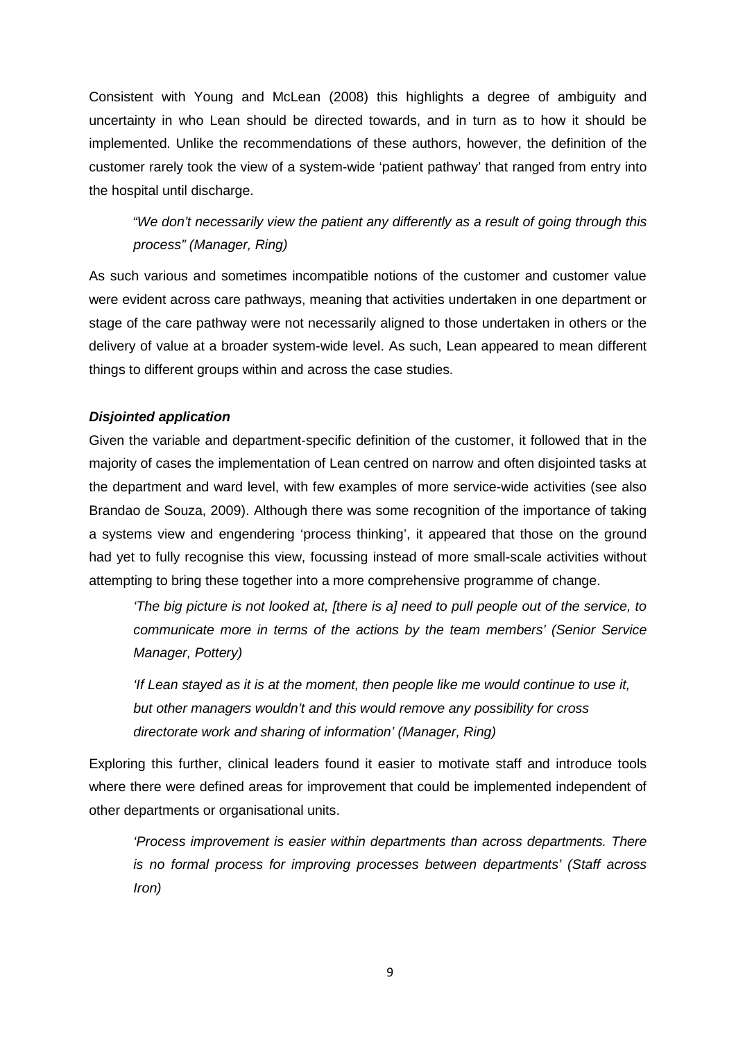Consistent with Young and McLean (2008) this highlights a degree of ambiguity and uncertainty in who Lean should be directed towards, and in turn as to how it should be implemented. Unlike the recommendations of these authors, however, the definition of the customer rarely took the view of a system-wide 'patient pathway' that ranged from entry into the hospital until discharge.

> *"We don't necessarily view the patient any differently as a result of going through this process" (Manager, Ring)*

As such various and sometimes incompatible notions of the customer and customer value were evident across care pathways, meaning that activities undertaken in one department or stage of the care pathway were not necessarily aligned to those undertaken in others or the delivery of value at a broader system-wide level. As such, Lean appeared to mean different things to different groups within and across the case studies.

### ***Disjointed application***

Given the variable and department-specific definition of the customer, it followed that in the majority of cases the implementation of Lean centred on narrow and often disjointed tasks at the department and ward level, with few examples of more service-wide activities (see also Brandao de Souza, 2009). Although there was some recognition of the importance of taking a systems view and engendering 'process thinking', it appeared that those on the ground had yet to fully recognise this view, focussing instead of more small-scale activities without attempting to bring these together into a more comprehensive programme of change.

> *'The big picture is not looked at, [there is a] need to pull people out of the service, to communicate more in terms of the actions by the team members' (Senior Service Manager, Pottery)*

> *'If Lean stayed as it is at the moment, then people like me would continue to use it, but other managers wouldn't and this would remove any possibility for cross directorate work and sharing of information' (Manager, Ring)*

Exploring this further, clinical leaders found it easier to motivate staff and introduce tools where there were defined areas for improvement that could be implemented independent of other departments or organisational units.

> *'Process improvement is easier within departments than across departments. There is no formal process for improving processes between departments' (Staff across Iron)*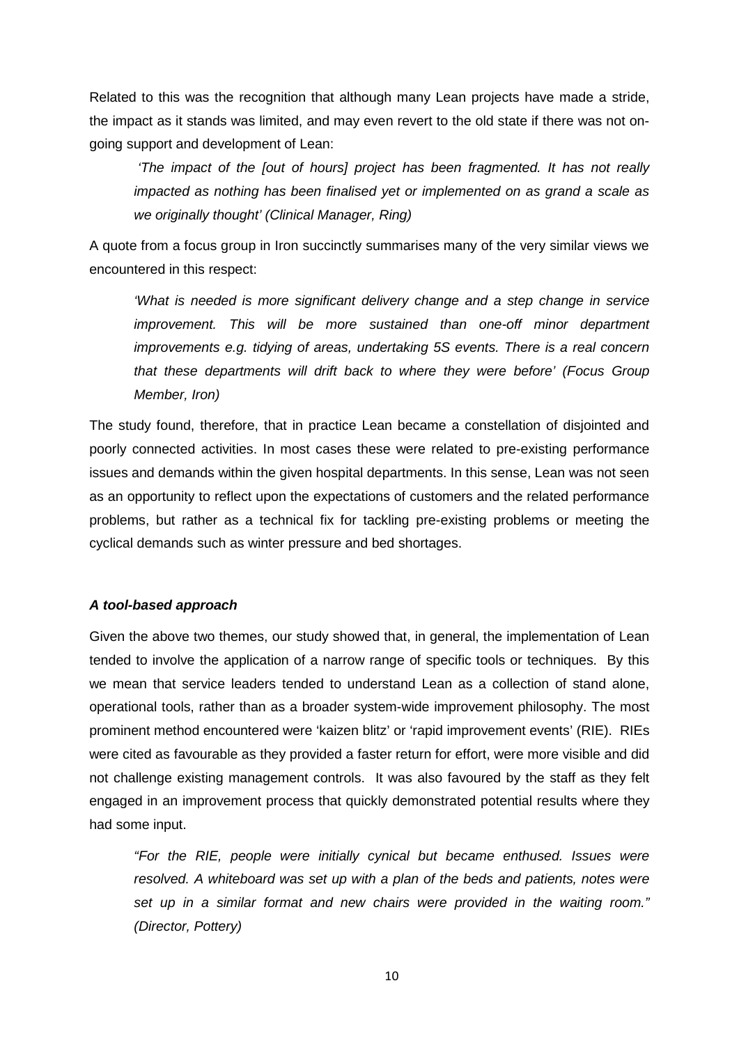Related to this was the recognition that although many Lean projects have made a stride, the impact as it stands was limited, and may even revert to the old state if there was not on-going support and development of Lean:

> *'The impact of the [out of hours] project has been fragmented. It has not really impacted as nothing has been finalised yet or implemented on as grand a scale as we originally thought' (Clinical Manager, Ring)*

A quote from a focus group in Iron succinctly summarises many of the very similar views we encountered in this respect:

> *'What is needed is more significant delivery change and a step change in service improvement. This will be more sustained than one-off minor department improvements e.g. tidying of areas, undertaking 5S events. There is a real concern that these departments will drift back to where they were before' (Focus Group Member, Iron)*

The study found, therefore, that in practice Lean became a constellation of disjointed and poorly connected activities. In most cases these were related to pre-existing performance issues and demands within the given hospital departments. In this sense, Lean was not seen as an opportunity to reflect upon the expectations of customers and the related performance problems, but rather as a technical fix for tackling pre-existing problems or meeting the cyclical demands such as winter pressure and bed shortages.

### ***A tool-based approach***

Given the above two themes, our study showed that, in general, the implementation of Lean tended to involve the application of a narrow range of specific tools or techniques. By this we mean that service leaders tended to understand Lean as a collection of stand alone, operational tools, rather than as a broader system-wide improvement philosophy. The most prominent method encountered were 'kaizen blitz' or 'rapid improvement events' (RIE). RIEs were cited as favourable as they provided a faster return for effort, were more visible and did not challenge existing management controls. It was also favoured by the staff as they felt engaged in an improvement process that quickly demonstrated potential results where they had some input.

> *"For the RIE, people were initially cynical but became enthused. Issues were resolved. A whiteboard was set up with a plan of the beds and patients, notes were set up in a similar format and new chairs were provided in the waiting room." (Director, Pottery)*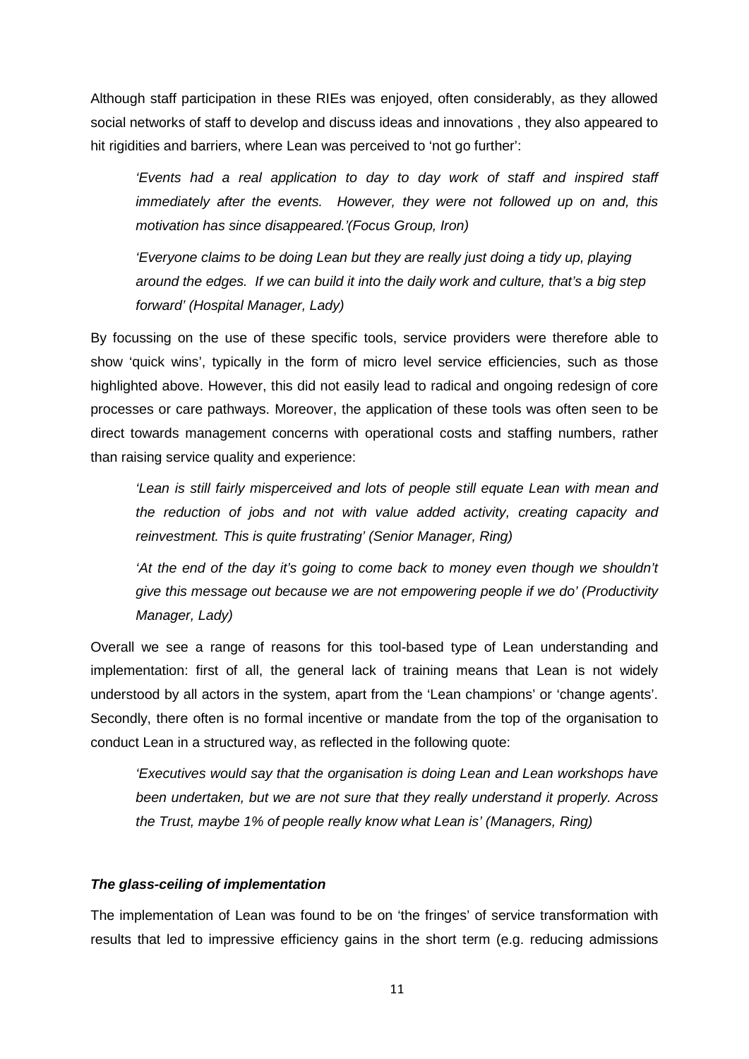Although staff participation in these RIEs was enjoyed, often considerably, as they allowed social networks of staff to develop and discuss ideas and innovations , they also appeared to hit rigidities and barriers, where Lean was perceived to 'not go further':

> *'Events had a real application to day to day work of staff and inspired staff immediately after the events. However, they were not followed up on and, this motivation has since disappeared.'(Focus Group, Iron)*
>
> *'Everyone claims to be doing Lean but they are really just doing a tidy up, playing around the edges. If we can build it into the daily work and culture, that's a big step forward' (Hospital Manager, Lady)*

By focussing on the use of these specific tools, service providers were therefore able to show 'quick wins', typically in the form of micro level service efficiencies, such as those highlighted above. However, this did not easily lead to radical and ongoing redesign of core processes or care pathways. Moreover, the application of these tools was often seen to be direct towards management concerns with operational costs and staffing numbers, rather than raising service quality and experience:

> *'Lean is still fairly misperceived and lots of people still equate Lean with mean and the reduction of jobs and not with value added activity, creating capacity and reinvestment. This is quite frustrating' (Senior Manager, Ring)*
>
> *'At the end of the day it's going to come back to money even though we shouldn't give this message out because we are not empowering people if we do' (Productivity Manager, Lady)*

Overall we see a range of reasons for this tool-based type of Lean understanding and implementation: first of all, the general lack of training means that Lean is not widely understood by all actors in the system, apart from the 'Lean champions' or 'change agents'. Secondly, there often is no formal incentive or mandate from the top of the organisation to conduct Lean in a structured way, as reflected in the following quote:

> *'Executives would say that the organisation is doing Lean and Lean workshops have been undertaken, but we are not sure that they really understand it properly. Across the Trust, maybe 1% of people really know what Lean is' (Managers, Ring)*

### ***The glass-ceiling of implementation***

The implementation of Lean was found to be on 'the fringes' of service transformation with results that led to impressive efficiency gains in the short term (e.g. reducing admissions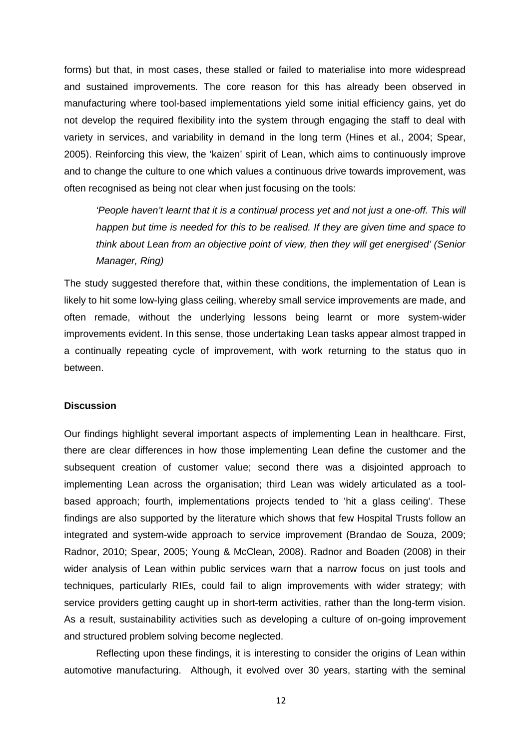forms) but that, in most cases, these stalled or failed to materialise into more widespread and sustained improvements. The core reason for this has already been observed in manufacturing where tool-based implementations yield some initial efficiency gains, yet do not develop the required flexibility into the system through engaging the staff to deal with variety in services, and variability in demand in the long term (Hines et al., 2004; Spear, 2005). Reinforcing this view, the 'kaizen' spirit of Lean, which aims to continuously improve and to change the culture to one which values a continuous drive towards improvement, was often recognised as being not clear when just focusing on the tools:

> *'People haven't learnt that it is a continual process yet and not just a one-off. This will happen but time is needed for this to be realised. If they are given time and space to think about Lean from an objective point of view, then they will get energised' (Senior Manager, Ring)*

The study suggested therefore that, within these conditions, the implementation of Lean is likely to hit some low-lying glass ceiling, whereby small service improvements are made, and often remade, without the underlying lessons being learnt or more system-wider improvements evident. In this sense, those undertaking Lean tasks appear almost trapped in a continually repeating cycle of improvement, with work returning to the status quo in between.

**Discussion**

Our findings highlight several important aspects of implementing Lean in healthcare. First, there are clear differences in how those implementing Lean define the customer and the subsequent creation of customer value; second there was a disjointed approach to implementing Lean across the organisation; third Lean was widely articulated as a tool-based approach; fourth, implementations projects tended to 'hit a glass ceiling'. These findings are also supported by the literature which shows that few Hospital Trusts follow an integrated and system-wide approach to service improvement (Brandao de Souza, 2009; Radnor, 2010; Spear, 2005; Young & McClean, 2008). Radnor and Boaden (2008) in their wider analysis of Lean within public services warn that a narrow focus on just tools and techniques, particularly RIEs, could fail to align improvements with wider strategy; with service providers getting caught up in short-term activities, rather than the long-term vision. As a result, sustainability activities such as developing a culture of on-going improvement and structured problem solving become neglected.

Reflecting upon these findings, it is interesting to consider the origins of Lean within automotive manufacturing. Although, it evolved over 30 years, starting with the seminal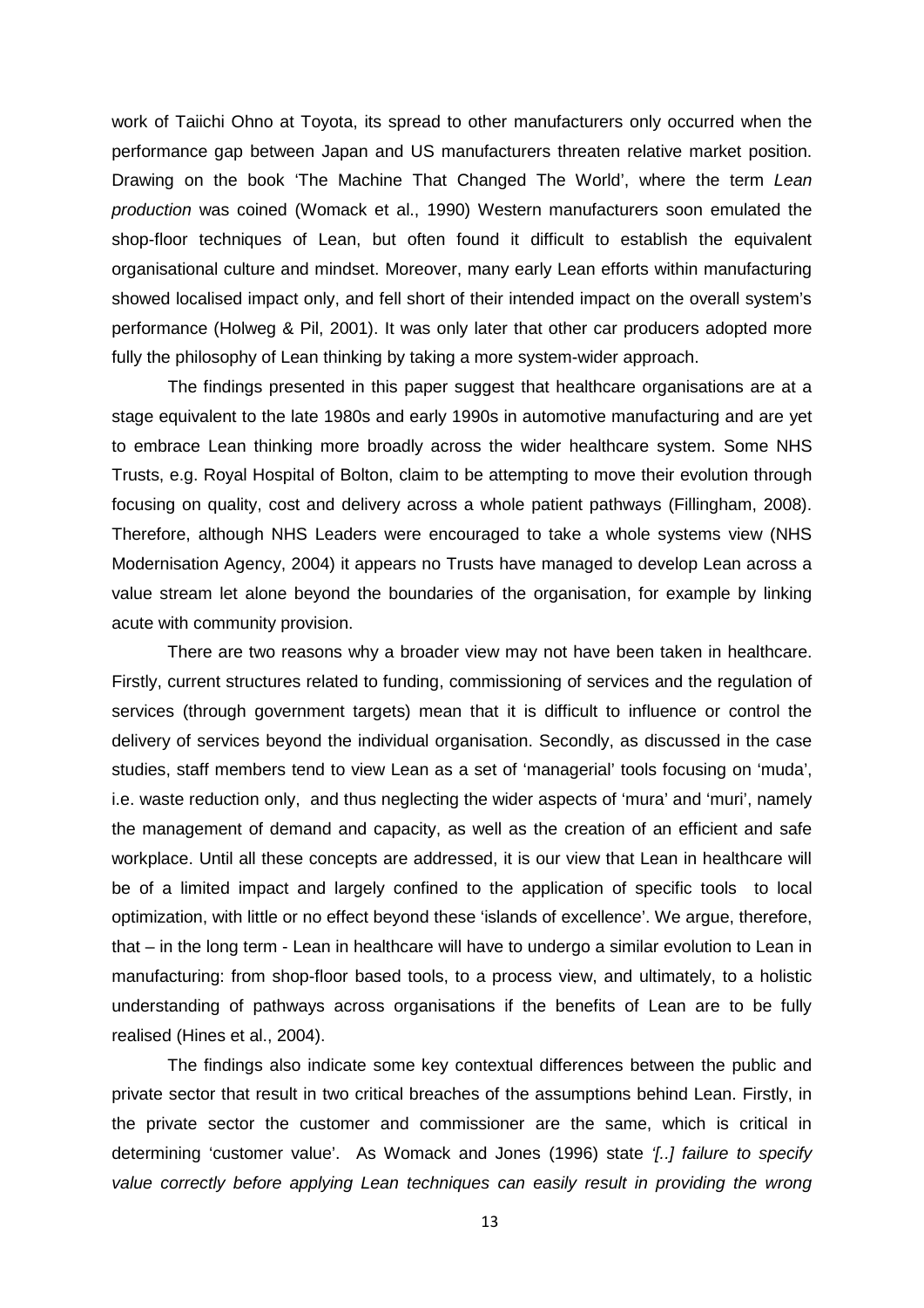work of Taiichi Ohno at Toyota, its spread to other manufacturers only occurred when the performance gap between Japan and US manufacturers threaten relative market position. Drawing on the book 'The Machine That Changed The World', where the term *Lean production* was coined (Womack et al., 1990) Western manufacturers soon emulated the shop-floor techniques of Lean, but often found it difficult to establish the equivalent organisational culture and mindset. Moreover, many early Lean efforts within manufacturing showed localised impact only, and fell short of their intended impact on the overall system's performance (Holweg & Pil, 2001). It was only later that other car producers adopted more fully the philosophy of Lean thinking by taking a more system-wider approach.

The findings presented in this paper suggest that healthcare organisations are at a stage equivalent to the late 1980s and early 1990s in automotive manufacturing and are yet to embrace Lean thinking more broadly across the wider healthcare system. Some NHS Trusts, e.g. Royal Hospital of Bolton, claim to be attempting to move their evolution through focusing on quality, cost and delivery across a whole patient pathways (Fillingham, 2008). Therefore, although NHS Leaders were encouraged to take a whole systems view (NHS Modernisation Agency, 2004) it appears no Trusts have managed to develop Lean across a value stream let alone beyond the boundaries of the organisation, for example by linking acute with community provision.

There are two reasons why a broader view may not have been taken in healthcare. Firstly, current structures related to funding, commissioning of services and the regulation of services (through government targets) mean that it is difficult to influence or control the delivery of services beyond the individual organisation. Secondly, as discussed in the case studies, staff members tend to view Lean as a set of 'managerial' tools focusing on 'muda', i.e. waste reduction only, and thus neglecting the wider aspects of 'mura' and 'muri', namely the management of demand and capacity, as well as the creation of an efficient and safe workplace. Until all these concepts are addressed, it is our view that Lean in healthcare will be of a limited impact and largely confined to the application of specific tools to local optimization, with little or no effect beyond these 'islands of excellence'. We argue, therefore, that – in the long term - Lean in healthcare will have to undergo a similar evolution to Lean in manufacturing: from shop-floor based tools, to a process view, and ultimately, to a holistic understanding of pathways across organisations if the benefits of Lean are to be fully realised (Hines et al., 2004).

The findings also indicate some key contextual differences between the public and private sector that result in two critical breaches of the assumptions behind Lean. Firstly, in the private sector the customer and commissioner are the same, which is critical in determining 'customer value'. As Womack and Jones (1996) state *'[..] failure to specify value correctly before applying Lean techniques can easily result in providing the wrong*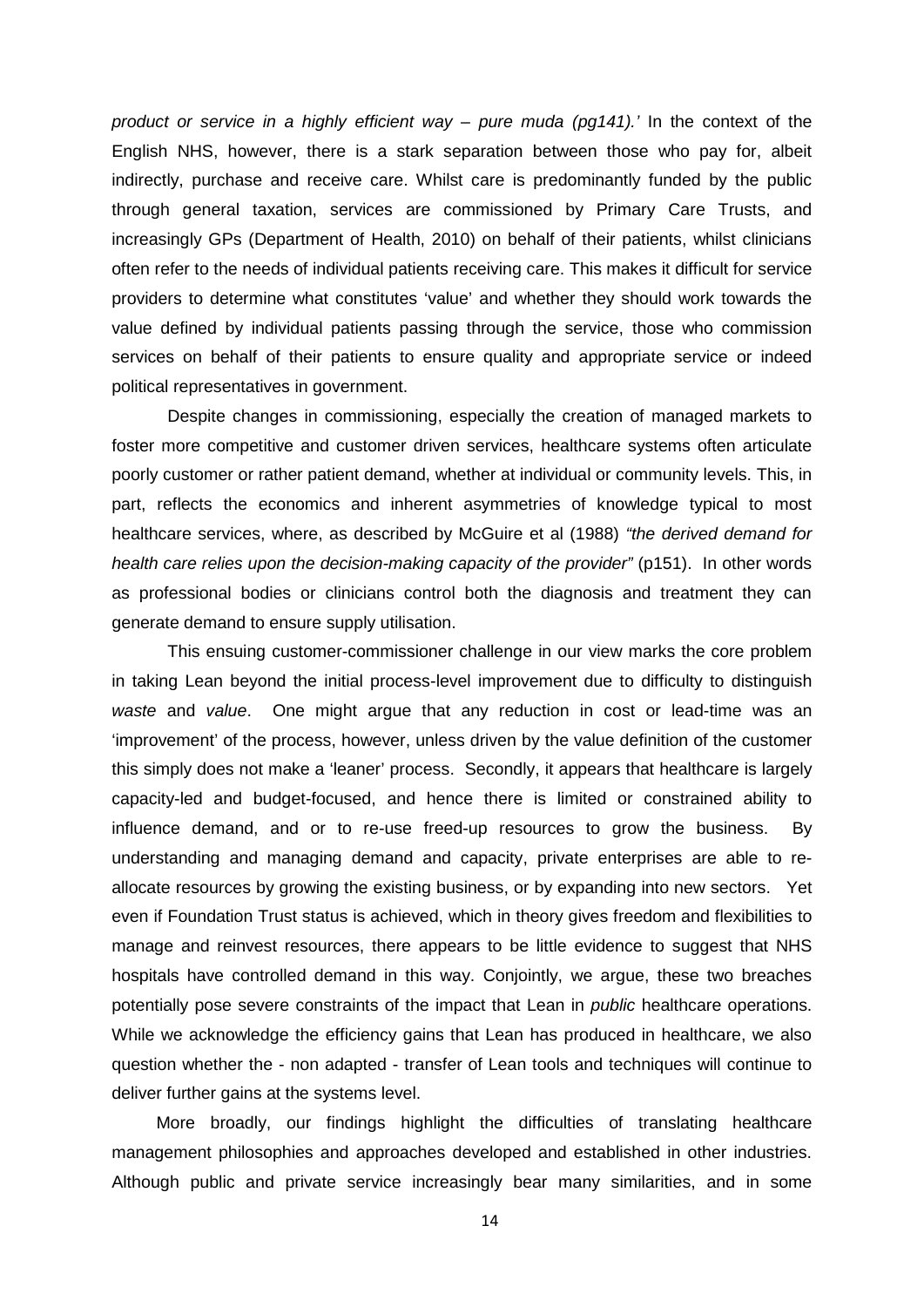*product or service in a highly efficient way – pure muda (pg141).'* In the context of the English NHS, however, there is a stark separation between those who pay for, albeit indirectly, purchase and receive care. Whilst care is predominantly funded by the public through general taxation, services are commissioned by Primary Care Trusts, and increasingly GPs (Department of Health, 2010) on behalf of their patients, whilst clinicians often refer to the needs of individual patients receiving care. This makes it difficult for service providers to determine what constitutes 'value' and whether they should work towards the value defined by individual patients passing through the service, those who commission services on behalf of their patients to ensure quality and appropriate service or indeed political representatives in government.

Despite changes in commissioning, especially the creation of managed markets to foster more competitive and customer driven services, healthcare systems often articulate poorly customer or rather patient demand, whether at individual or community levels. This, in part, reflects the economics and inherent asymmetries of knowledge typical to most healthcare services, where, as described by McGuire et al (1988) *"the derived demand for health care relies upon the decision-making capacity of the provider"* (p151). In other words as professional bodies or clinicians control both the diagnosis and treatment they can generate demand to ensure supply utilisation.

This ensuing customer-commissioner challenge in our view marks the core problem in taking Lean beyond the initial process-level improvement due to difficulty to distinguish *waste* and *value*. One might argue that any reduction in cost or lead-time was an 'improvement' of the process, however, unless driven by the value definition of the customer this simply does not make a 'leaner' process. Secondly, it appears that healthcare is largely capacity-led and budget-focused, and hence there is limited or constrained ability to influence demand, and or to re-use freed-up resources to grow the business. By understanding and managing demand and capacity, private enterprises are able to re-allocate resources by growing the existing business, or by expanding into new sectors. Yet even if Foundation Trust status is achieved, which in theory gives freedom and flexibilities to manage and reinvest resources, there appears to be little evidence to suggest that NHS hospitals have controlled demand in this way. Conjointly, we argue, these two breaches potentially pose severe constraints of the impact that Lean in *public* healthcare operations. While we acknowledge the efficiency gains that Lean has produced in healthcare, we also question whether the - non adapted - transfer of Lean tools and techniques will continue to deliver further gains at the systems level.

More broadly, our findings highlight the difficulties of translating healthcare management philosophies and approaches developed and established in other industries. Although public and private service increasingly bear many similarities, and in some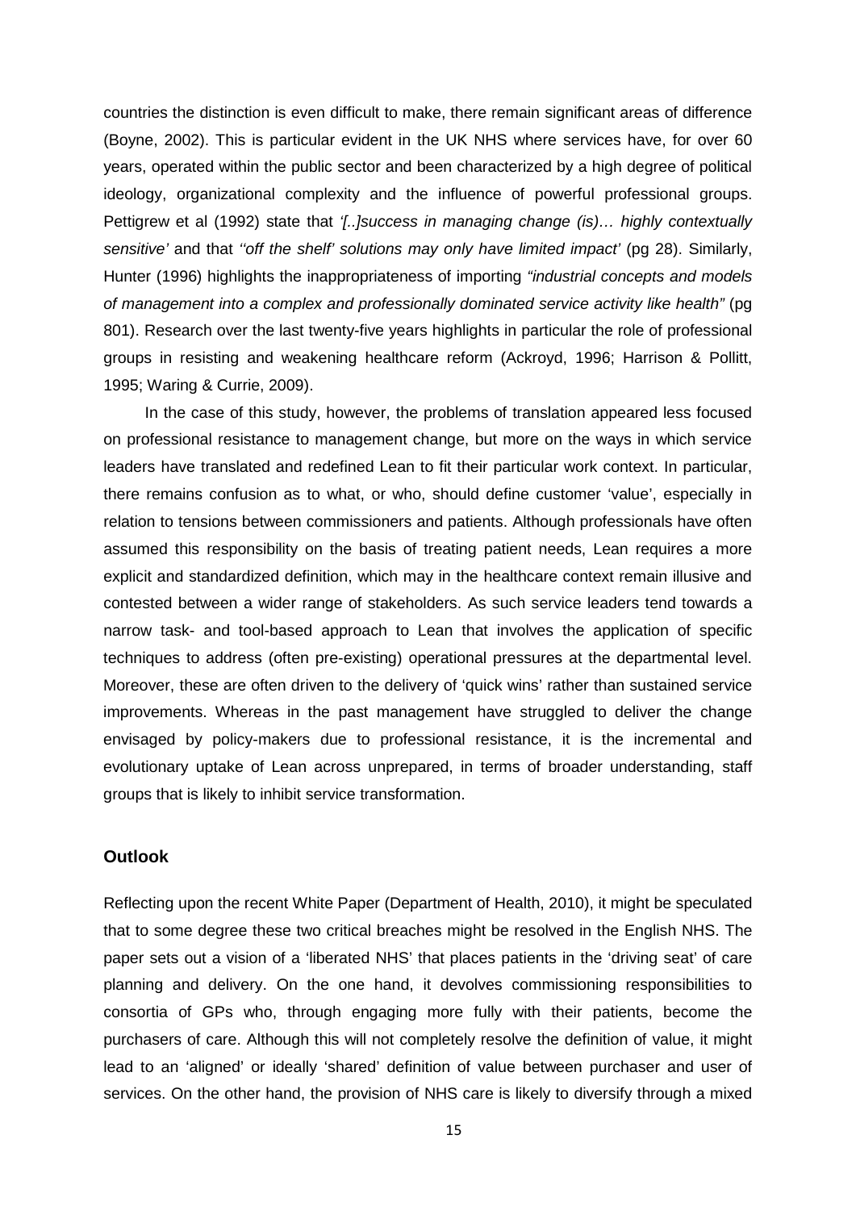countries the distinction is even difficult to make, there remain significant areas of difference (Boyne, 2002). This is particular evident in the UK NHS where services have, for over 60 years, operated within the public sector and been characterized by a high degree of political ideology, organizational complexity and the influence of powerful professional groups. Pettigrew et al (1992) state that *'[..]success in managing change (is)… highly contextually sensitive'* and that *''off the shelf' solutions may only have limited impact'* (pg 28). Similarly, Hunter (1996) highlights the inappropriateness of importing *"industrial concepts and models of management into a complex and professionally dominated service activity like health"* (pg 801). Research over the last twenty-five years highlights in particular the role of professional groups in resisting and weakening healthcare reform (Ackroyd, 1996; Harrison & Pollitt, 1995; Waring & Currie, 2009).

In the case of this study, however, the problems of translation appeared less focused on professional resistance to management change, but more on the ways in which service leaders have translated and redefined Lean to fit their particular work context. In particular, there remains confusion as to what, or who, should define customer 'value', especially in relation to tensions between commissioners and patients. Although professionals have often assumed this responsibility on the basis of treating patient needs, Lean requires a more explicit and standardized definition, which may in the healthcare context remain illusive and contested between a wider range of stakeholders. As such service leaders tend towards a narrow task- and tool-based approach to Lean that involves the application of specific techniques to address (often pre-existing) operational pressures at the departmental level. Moreover, these are often driven to the delivery of 'quick wins' rather than sustained service improvements. Whereas in the past management have struggled to deliver the change envisaged by policy-makers due to professional resistance, it is the incremental and evolutionary uptake of Lean across unprepared, in terms of broader understanding, staff groups that is likely to inhibit service transformation.

## Outlook

Reflecting upon the recent White Paper (Department of Health, 2010), it might be speculated that to some degree these two critical breaches might be resolved in the English NHS. The paper sets out a vision of a 'liberated NHS' that places patients in the 'driving seat' of care planning and delivery. On the one hand, it devolves commissioning responsibilities to consortia of GPs who, through engaging more fully with their patients, become the purchasers of care. Although this will not completely resolve the definition of value, it might lead to an 'aligned' or ideally 'shared' definition of value between purchaser and user of services. On the other hand, the provision of NHS care is likely to diversify through a mixed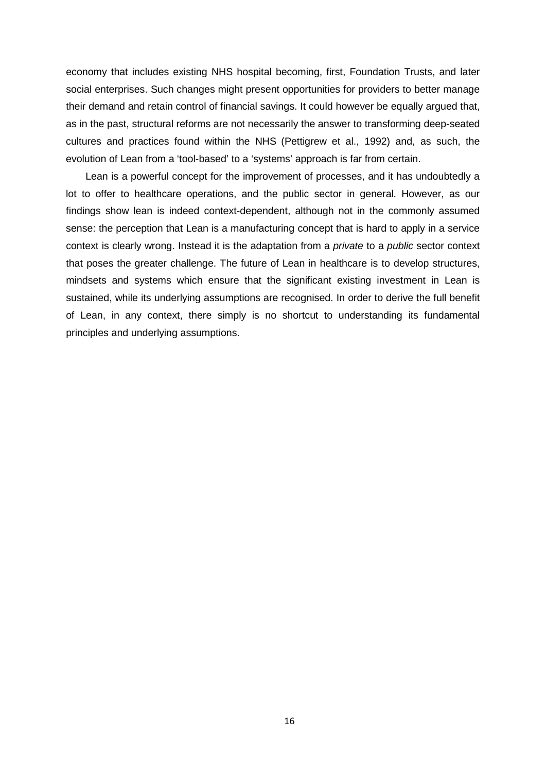economy that includes existing NHS hospital becoming, first, Foundation Trusts, and later social enterprises. Such changes might present opportunities for providers to better manage their demand and retain control of financial savings. It could however be equally argued that, as in the past, structural reforms are not necessarily the answer to transforming deep-seated cultures and practices found within the NHS (Pettigrew et al., 1992) and, as such, the evolution of Lean from a 'tool-based' to a 'systems' approach is far from certain.

Lean is a powerful concept for the improvement of processes, and it has undoubtedly a lot to offer to healthcare operations, and the public sector in general. However, as our findings show lean is indeed context-dependent, although not in the commonly assumed sense: the perception that Lean is a manufacturing concept that is hard to apply in a service context is clearly wrong. Instead it is the adaptation from a *private* to a *public* sector context that poses the greater challenge. The future of Lean in healthcare is to develop structures, mindsets and systems which ensure that the significant existing investment in Lean is sustained, while its underlying assumptions are recognised. In order to derive the full benefit of Lean, in any context, there simply is no shortcut to understanding its fundamental principles and underlying assumptions.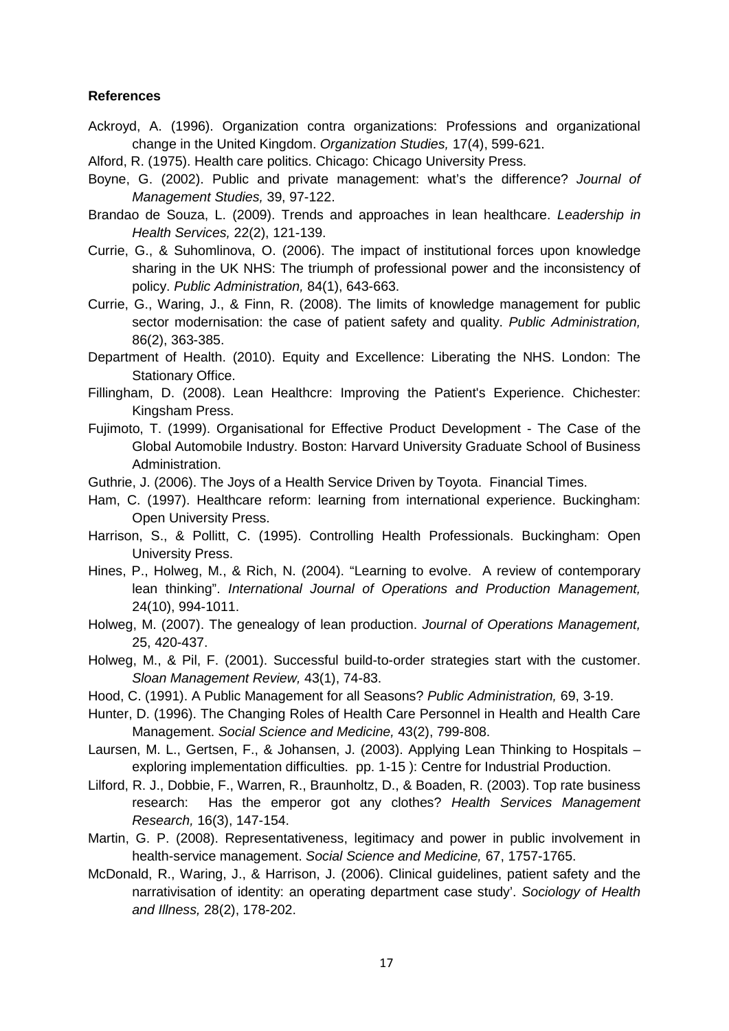**References**

Ackroyd, A. (1996). Organization contra organizations: Professions and organizational change in the United Kingdom. *Organization Studies,* 17(4), 599-621.

Alford, R. (1975). Health care politics. Chicago: Chicago University Press.

Boyne, G. (2002). Public and private management: what's the difference? *Journal of Management Studies,* 39, 97-122.

Brandao de Souza, L. (2009). Trends and approaches in lean healthcare. *Leadership in Health Services,* 22(2), 121-139.

Currie, G., & Suhomlinova, O. (2006). The impact of institutional forces upon knowledge sharing in the UK NHS: The triumph of professional power and the inconsistency of policy. *Public Administration,* 84(1), 643-663.

Currie, G., Waring, J., & Finn, R. (2008). The limits of knowledge management for public sector modernisation: the case of patient safety and quality. *Public Administration,* 86(2), 363-385.

Department of Health. (2010). Equity and Excellence: Liberating the NHS. London: The Stationary Office.

Fillingham, D. (2008). Lean Healthcre: Improving the Patient's Experience. Chichester: Kingsham Press.

Fujimoto, T. (1999). Organisational for Effective Product Development - The Case of the Global Automobile Industry. Boston: Harvard University Graduate School of Business Administration.

Guthrie, J. (2006). The Joys of a Health Service Driven by Toyota. Financial Times.

Ham, C. (1997). Healthcare reform: learning from international experience. Buckingham: Open University Press.

Harrison, S., & Pollitt, C. (1995). Controlling Health Professionals. Buckingham: Open University Press.

Hines, P., Holweg, M., & Rich, N. (2004). "Learning to evolve. A review of contemporary lean thinking". *International Journal of Operations and Production Management,* 24(10), 994-1011.

Holweg, M. (2007). The genealogy of lean production. *Journal of Operations Management,* 25, 420-437.

Holweg, M., & Pil, F. (2001). Successful build-to-order strategies start with the customer. *Sloan Management Review,* 43(1), 74-83.

Hood, C. (1991). A Public Management for all Seasons? *Public Administration,* 69, 3-19.

Hunter, D. (1996). The Changing Roles of Health Care Personnel in Health and Health Care Management. *Social Science and Medicine,* 43(2), 799-808.

Laursen, M. L., Gertsen, F., & Johansen, J. (2003). Applying Lean Thinking to Hospitals – exploring implementation difficulties. pp. 1-15 ): Centre for Industrial Production.

Lilford, R. J., Dobbie, F., Warren, R., Braunholtz, D., & Boaden, R. (2003). Top rate business research: Has the emperor got any clothes? *Health Services Management Research,* 16(3), 147-154.

Martin, G. P. (2008). Representativeness, legitimacy and power in public involvement in health-service management. *Social Science and Medicine,* 67, 1757-1765.

McDonald, R., Waring, J., & Harrison, J. (2006). Clinical guidelines, patient safety and the narrativisation of identity: an operating department case study'. *Sociology of Health and Illness,* 28(2), 178-202.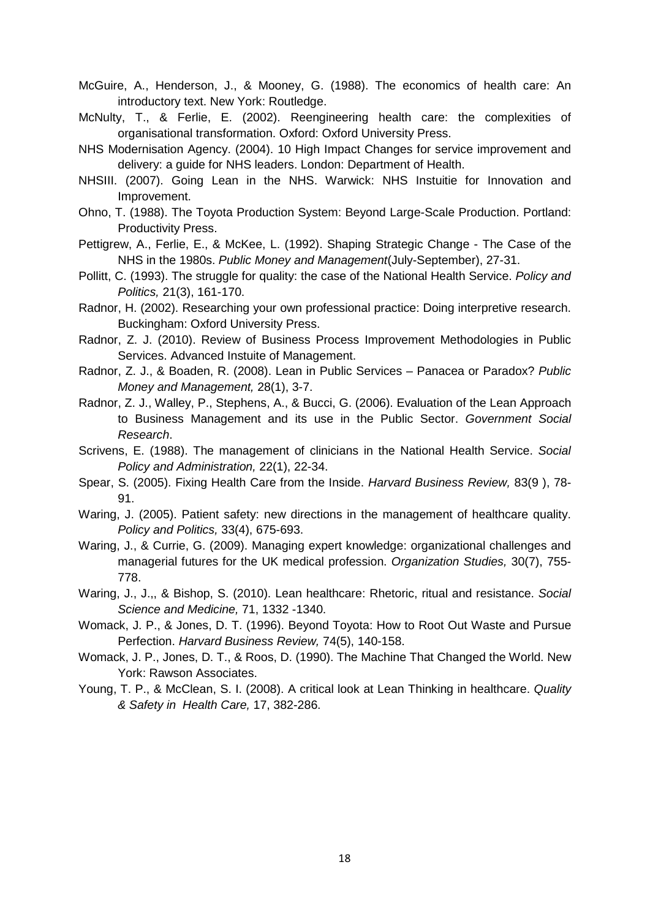McGuire, A., Henderson, J., & Mooney, G. (1988). The economics of health care: An introductory text. New York: Routledge.

McNulty, T., & Ferlie, E. (2002). Reengineering health care: the complexities of organisational transformation. Oxford: Oxford University Press.

NHS Modernisation Agency. (2004). 10 High Impact Changes for service improvement and delivery: a guide for NHS leaders. London: Department of Health.

NHSIII. (2007). Going Lean in the NHS. Warwick: NHS Instuitie for Innovation and Improvement.

Ohno, T. (1988). The Toyota Production System: Beyond Large-Scale Production. Portland: Productivity Press.

Pettigrew, A., Ferlie, E., & McKee, L. (1992). Shaping Strategic Change - The Case of the NHS in the 1980s. *Public Money and Management*(July-September), 27-31.

Pollitt, C. (1993). The struggle for quality: the case of the National Health Service. *Policy and Politics,* 21(3), 161-170.

Radnor, H. (2002). Researching your own professional practice: Doing interpretive research. Buckingham: Oxford University Press.

Radnor, Z. J. (2010). Review of Business Process Improvement Methodologies in Public Services. Advanced Instuite of Management.

Radnor, Z. J., & Boaden, R. (2008). Lean in Public Services – Panacea or Paradox? *Public Money and Management,* 28(1), 3-7.

Radnor, Z. J., Walley, P., Stephens, A., & Bucci, G. (2006). Evaluation of the Lean Approach to Business Management and its use in the Public Sector. *Government Social Research*.

Scrivens, E. (1988). The management of clinicians in the National Health Service. *Social Policy and Administration,* 22(1), 22-34.

Spear, S. (2005). Fixing Health Care from the Inside. *Harvard Business Review,* 83(9 ), 78-91.

Waring, J. (2005). Patient safety: new directions in the management of healthcare quality. *Policy and Politics,* 33(4), 675-693.

Waring, J., & Currie, G. (2009). Managing expert knowledge: organizational challenges and managerial futures for the UK medical profession. *Organization Studies,* 30(7), 755-778.

Waring, J., J.,, & Bishop, S. (2010). Lean healthcare: Rhetoric, ritual and resistance. *Social Science and Medicine,* 71, 1332 -1340.

Womack, J. P., & Jones, D. T. (1996). Beyond Toyota: How to Root Out Waste and Pursue Perfection. *Harvard Business Review,* 74(5), 140-158.

Womack, J. P., Jones, D. T., & Roos, D. (1990). The Machine That Changed the World. New York: Rawson Associates.

Young, T. P., & McClean, S. I. (2008). A critical look at Lean Thinking in healthcare. *Quality & Safety in Health Care,* 17, 382-286.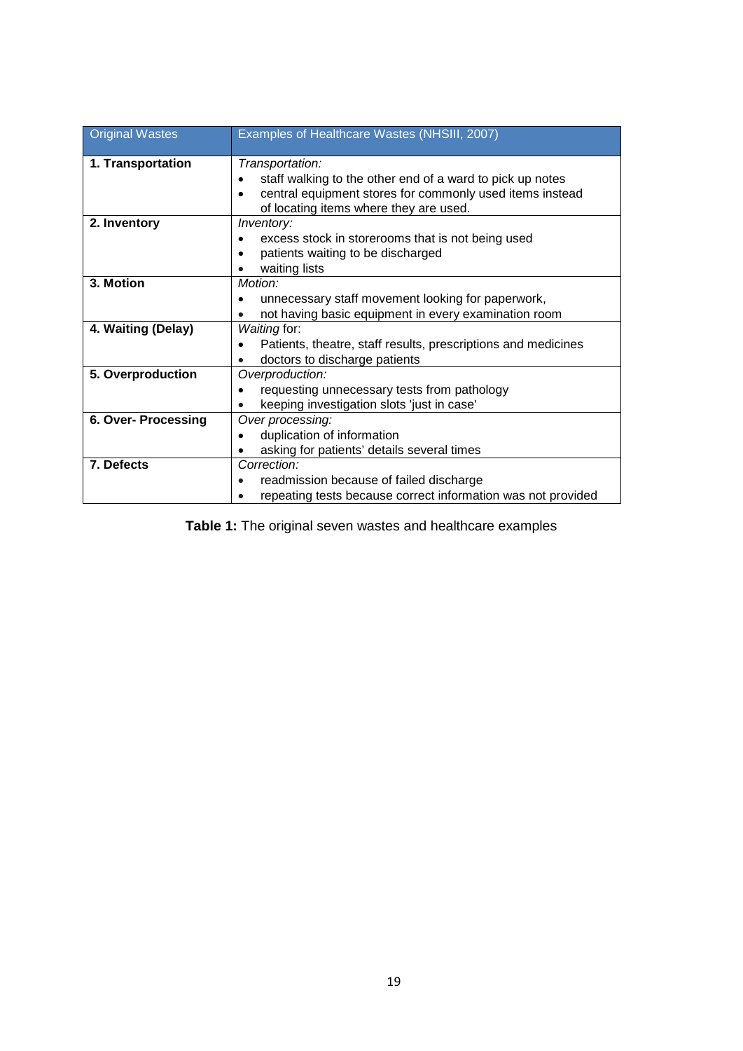| Original Wastes | Examples of Healthcare Wastes (NHSIII, 2007) |
|---|---|
| **1. Transportation** | *Transportation:*<br>• staff walking to the other end of a ward to pick up notes<br>• central equipment stores for commonly used items instead of locating items where they are used. |
| **2. Inventory** | *Inventory:*<br>• excess stock in storerooms that is not being used<br>• patients waiting to be discharged<br>• waiting lists |
| **3. Motion** | *Motion:*<br>• unnecessary staff movement looking for paperwork,<br>• not having basic equipment in every examination room |
| **4. Waiting (Delay)** | *Waiting* for:<br>• Patients, theatre, staff results, prescriptions and medicines<br>• doctors to discharge patients |
| **5. Overproduction** | *Overproduction:*<br>• requesting unnecessary tests from pathology<br>• keeping investigation slots 'just in case' |
| **6. Over- Processing** | *Over processing:*<br>• duplication of information<br>• asking for patients' details several times |
| **7. Defects** | *Correction:*<br>• readmission because of failed discharge<br>• repeating tests because correct information was not provided |

**Table 1:** The original seven wastes and healthcare examples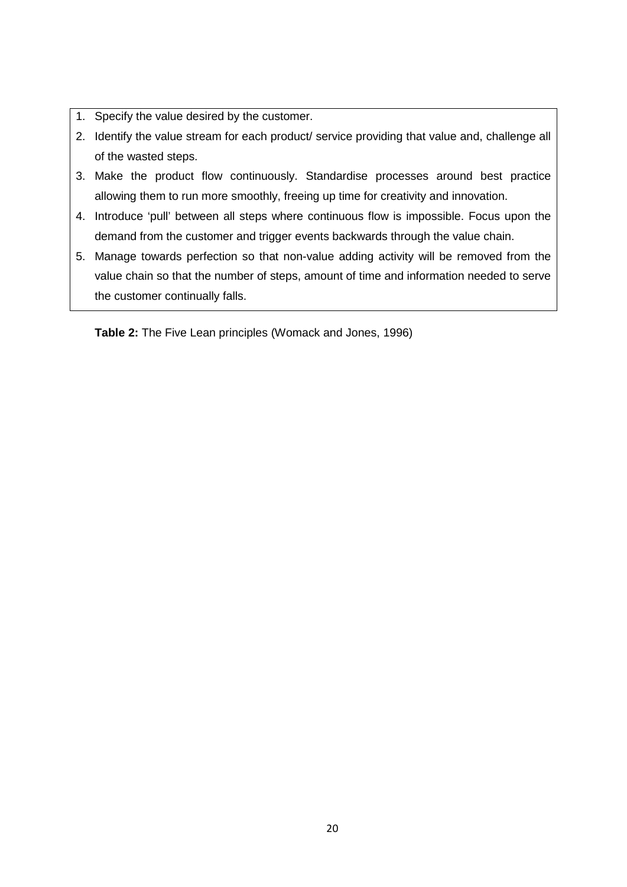1. Specify the value desired by the customer.
2. Identify the value stream for each product/ service providing that value and, challenge all of the wasted steps.
3. Make the product flow continuously. Standardise processes around best practice allowing them to run more smoothly, freeing up time for creativity and innovation.
4. Introduce 'pull' between all steps where continuous flow is impossible. Focus upon the demand from the customer and trigger events backwards through the value chain.
5. Manage towards perfection so that non-value adding activity will be removed from the value chain so that the number of steps, amount of time and information needed to serve the customer continually falls.

**Table 2:** The Five Lean principles (Womack and Jones, 1996)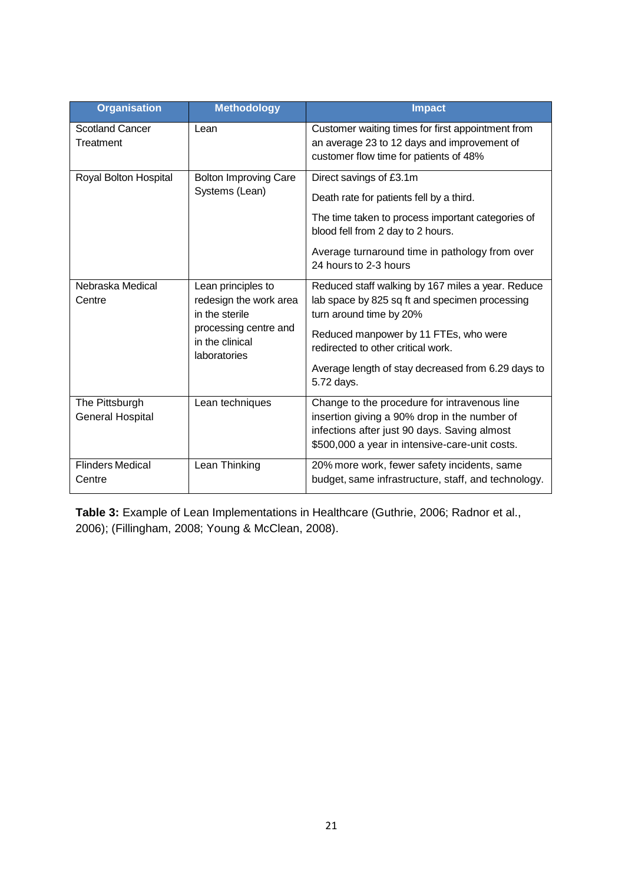| Organisation | Methodology | Impact |
|---|---|---|
| Scotland Cancer Treatment | Lean | Customer waiting times for first appointment from an average 23 to 12 days and improvement of customer flow time for patients of 48% |
| Royal Bolton Hospital | Bolton Improving Care Systems (Lean) | Direct savings of £3.1m<br><br>Death rate for patients fell by a third.<br><br>The time taken to process important categories of blood fell from 2 day to 2 hours.<br><br>Average turnaround time in pathology from over 24 hours to 2-3 hours |
| Nebraska Medical Centre | Lean principles to redesign the work area in the sterile processing centre and in the clinical laboratories | Reduced staff walking by 167 miles a year. Reduce lab space by 825 sq ft and specimen processing turn around time by 20%<br><br>Reduced manpower by 11 FTEs, who were redirected to other critical work.<br><br>Average length of stay decreased from 6.29 days to 5.72 days. |
| The Pittsburgh General Hospital | Lean techniques | Change to the procedure for intravenous line insertion giving a 90% drop in the number of infections after just 90 days. Saving almost $500,000 a year in intensive-care-unit costs. |
| Flinders Medical Centre | Lean Thinking | 20% more work, fewer safety incidents, same budget, same infrastructure, staff, and technology. |

**Table 3:** Example of Lean Implementations in Healthcare (Guthrie, 2006; Radnor et al., 2006); (Fillingham, 2008; Young & McClean, 2008).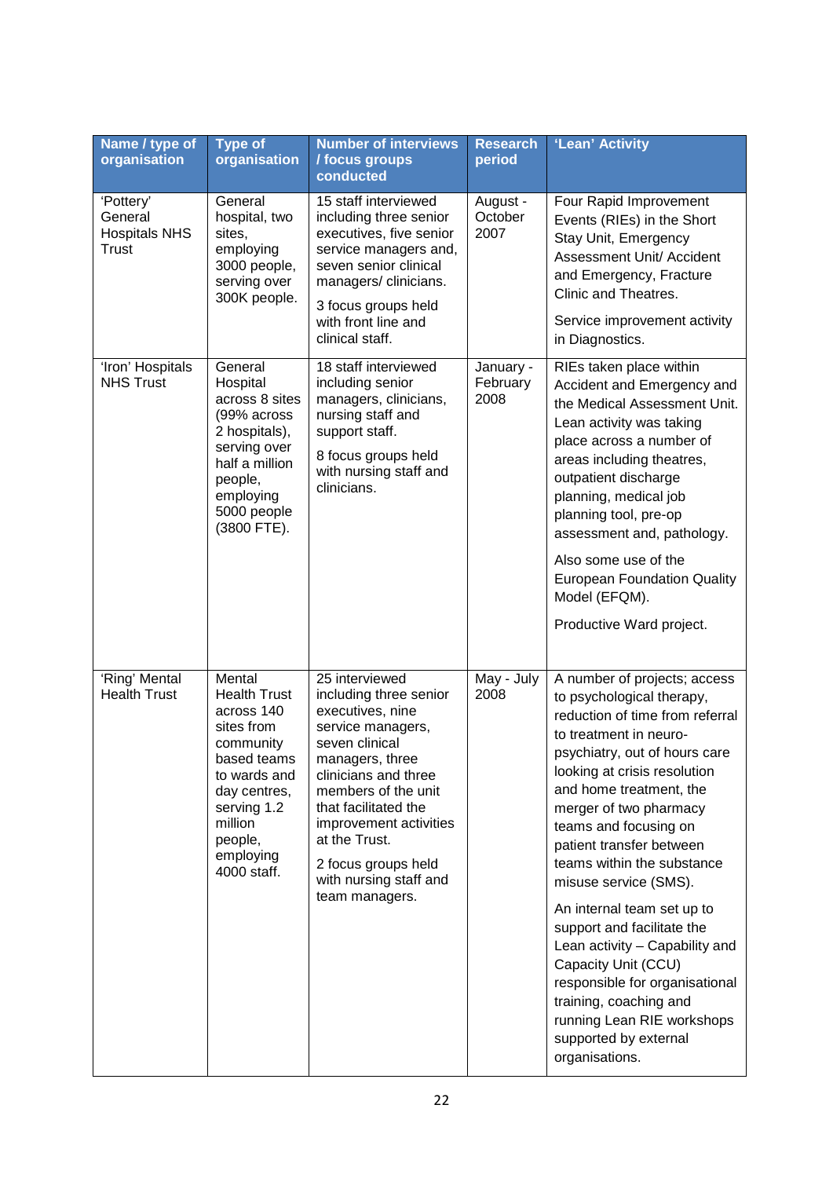| Name / type of organisation | Type of organisation | Number of interviews / focus groups conducted | Research period | 'Lean' Activity |
|---|---|---|---|---|
| 'Pottery' General Hospitals NHS Trust | General hospital, two sites, employing 3000 people, serving over 300K people. | 15 staff interviewed including three senior executives, five senior service managers and, seven senior clinical managers/ clinicians.<br><br>3 focus groups held with front line and clinical staff. | August - October 2007 | Four Rapid Improvement Events (RIEs) in the Short Stay Unit, Emergency Assessment Unit/ Accident and Emergency, Fracture Clinic and Theatres.<br><br>Service improvement activity in Diagnostics. |
| 'Iron' Hospitals NHS Trust | General Hospital across 8 sites (99% across 2 hospitals), serving over half a million people, employing 5000 people (3800 FTE). | 18 staff interviewed including senior managers, clinicians, nursing staff and support staff.<br><br>8 focus groups held with nursing staff and clinicians. | January - February 2008 | RIEs taken place within Accident and Emergency and the Medical Assessment Unit. Lean activity was taking place across a number of areas including theatres, outpatient discharge planning, medical job planning tool, pre-op assessment and, pathology.<br><br>Also some use of the European Foundation Quality Model (EFQM).<br><br>Productive Ward project. |
| 'Ring' Mental Health Trust | Mental Health Trust across 140 sites from community based teams to wards and day centres, serving 1.2 million people, employing 4000 staff. | 25 interviewed including three senior executives, nine service managers, seven clinical managers, three clinicians and three members of the unit that facilitated the improvement activities at the Trust.<br><br>2 focus groups held with nursing staff and team managers. | May - July 2008 | A number of projects; access to psychological therapy, reduction of time from referral to treatment in neuro-psychiatry, out of hours care looking at crisis resolution and home treatment, the merger of two pharmacy teams and focusing on patient transfer between teams within the substance misuse service (SMS).<br><br>An internal team set up to support and facilitate the Lean activity – Capability and Capacity Unit (CCU) responsible for organisational training, coaching and running Lean RIE workshops supported by external organisations. |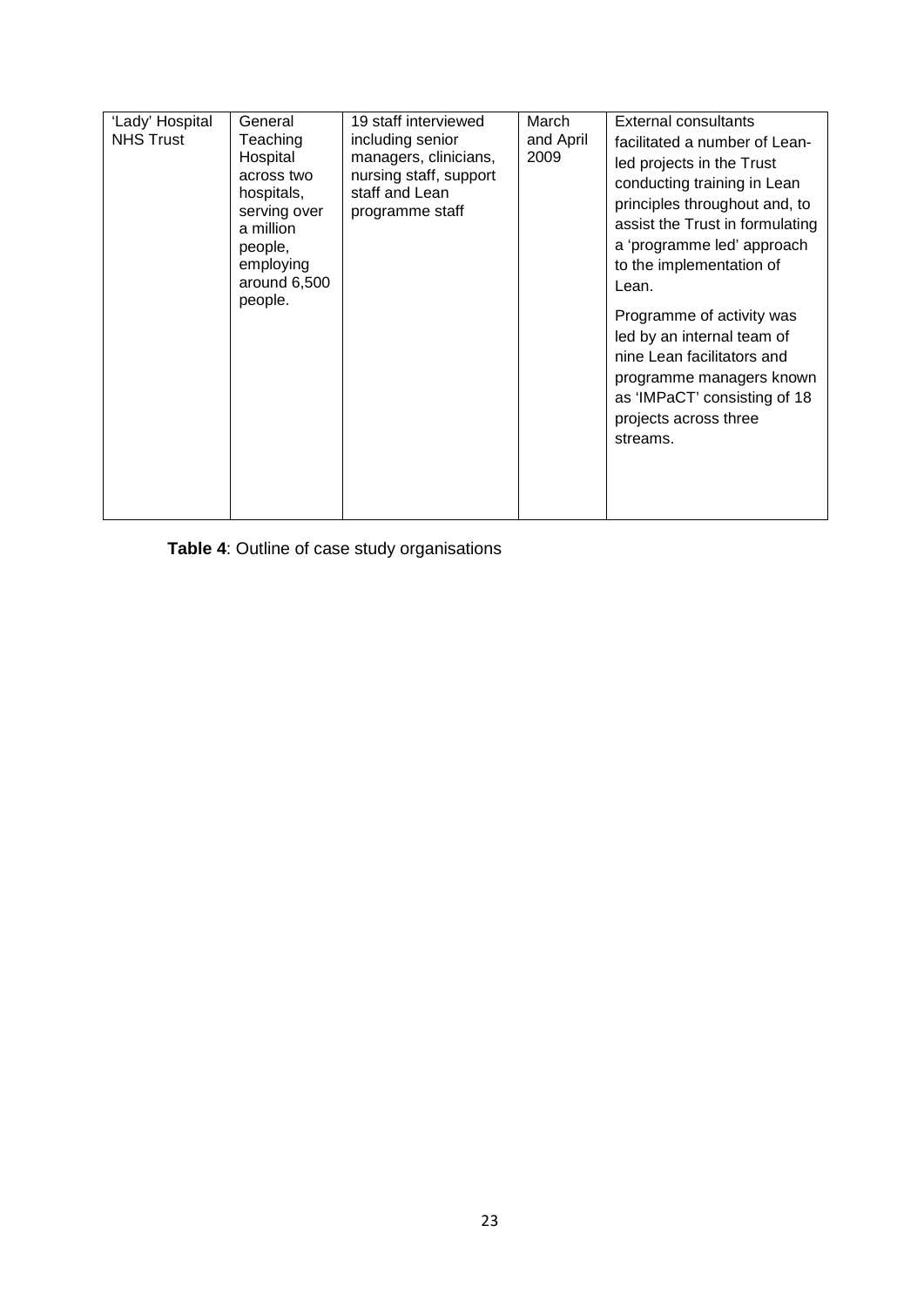| | | | | |
|---|---|---|---|---|
| 'Lady' Hospital NHS Trust | General Teaching Hospital across two hospitals, serving over a million people, employing around 6,500 people. | 19 staff interviewed including senior managers, clinicians, nursing staff, support staff and Lean programme staff | March and April 2009 | External consultants facilitated a number of Lean-led projects in the Trust conducting training in Lean principles throughout and, to assist the Trust in formulating a 'programme led' approach to the implementation of Lean.<br><br>Programme of activity was led by an internal team of nine Lean facilitators and programme managers known as 'IMPaCT' consisting of 18 projects across three streams. |

**Table 4**: Outline of case study organisations